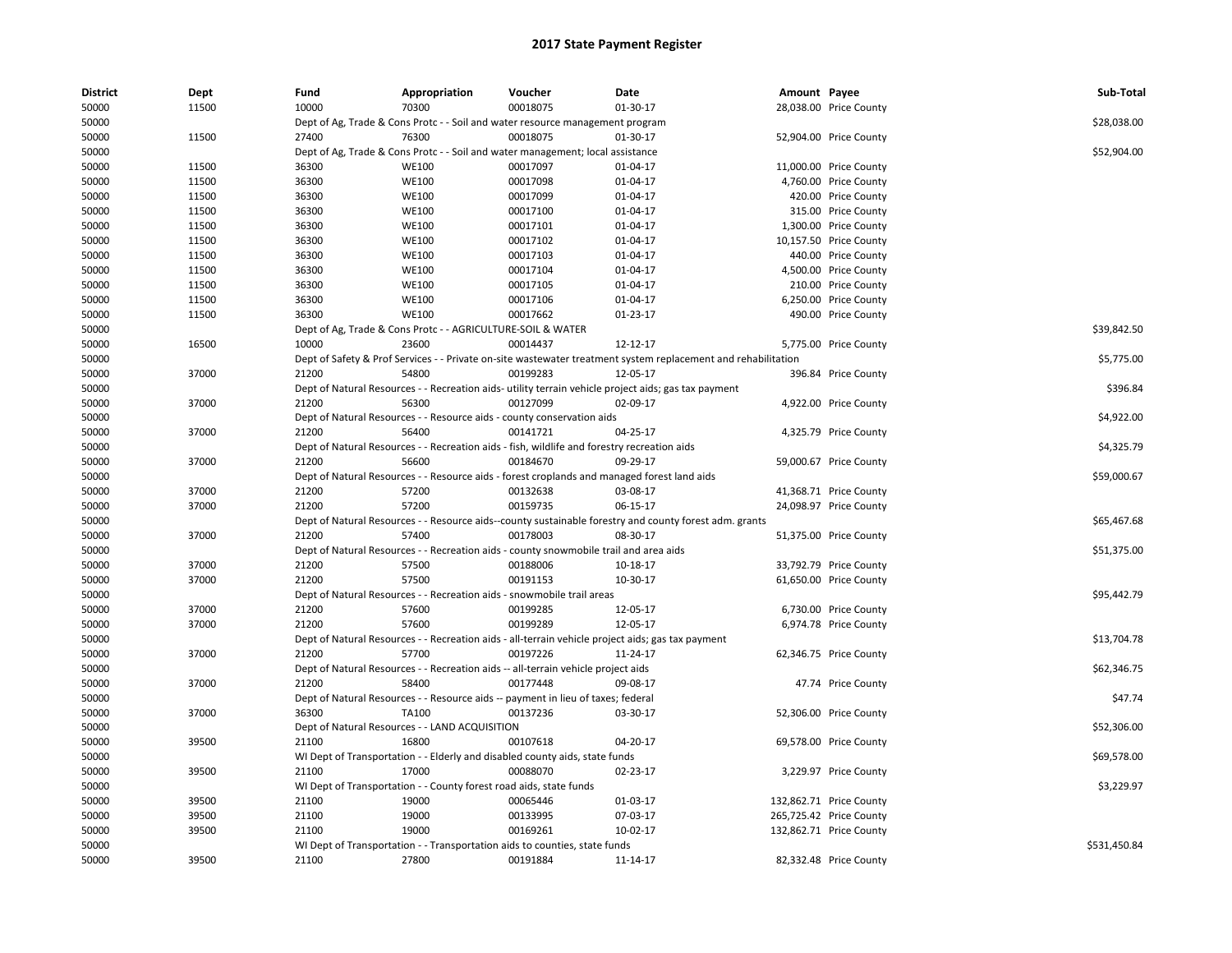# 2017 State Payment Register

| District | Dept | Fund | Appropriation | Voucher | Date | Amount | Payee | Sub-Total |
|---|---|---|---|---|---|---|---|---|
| 50000 | 11500 | 10000 | 70300 | 00018075 | 01-30-17 | 28,038.00 | Price County | |
| 50000 | | Dept of Ag, Trade & Cons Protc - - Soil and water resource management program | | | | | | $28,038.00 |
| 50000 | 11500 | 27400 | 76300 | 00018075 | 01-30-17 | 52,904.00 | Price County | |
| 50000 | | Dept of Ag, Trade & Cons Protc - - Soil and water management; local assistance | | | | | | $52,904.00 |
| 50000 | 11500 | 36300 | WE100 | 00017097 | 01-04-17 | 11,000.00 | Price County | |
| 50000 | 11500 | 36300 | WE100 | 00017098 | 01-04-17 | 4,760.00 | Price County | |
| 50000 | 11500 | 36300 | WE100 | 00017099 | 01-04-17 | 420.00 | Price County | |
| 50000 | 11500 | 36300 | WE100 | 00017100 | 01-04-17 | 315.00 | Price County | |
| 50000 | 11500 | 36300 | WE100 | 00017101 | 01-04-17 | 1,300.00 | Price County | |
| 50000 | 11500 | 36300 | WE100 | 00017102 | 01-04-17 | 10,157.50 | Price County | |
| 50000 | 11500 | 36300 | WE100 | 00017103 | 01-04-17 | 440.00 | Price County | |
| 50000 | 11500 | 36300 | WE100 | 00017104 | 01-04-17 | 4,500.00 | Price County | |
| 50000 | 11500 | 36300 | WE100 | 00017105 | 01-04-17 | 210.00 | Price County | |
| 50000 | 11500 | 36300 | WE100 | 00017106 | 01-04-17 | 6,250.00 | Price County | |
| 50000 | 11500 | 36300 | WE100 | 00017662 | 01-23-17 | 490.00 | Price County | |
| 50000 | | Dept of Ag, Trade & Cons Protc - - AGRICULTURE-SOIL & WATER | | | | | | $39,842.50 |
| 50000 | 16500 | 10000 | 23600 | 00014437 | 12-12-17 | 5,775.00 | Price County | |
| 50000 | | Dept of Safety & Prof Services - - Private on-site wastewater treatment system replacement and rehabilitation | | | | | | $5,775.00 |
| 50000 | 37000 | 21200 | 54800 | 00199283 | 12-05-17 | 396.84 | Price County | |
| 50000 | | Dept of Natural Resources - - Recreation aids- utility terrain vehicle project aids; gas tax payment | | | | | | $396.84 |
| 50000 | 37000 | 21200 | 56300 | 00127099 | 02-09-17 | 4,922.00 | Price County | |
| 50000 | | Dept of Natural Resources - - Resource aids - county conservation aids | | | | | | $4,922.00 |
| 50000 | 37000 | 21200 | 56400 | 00141721 | 04-25-17 | 4,325.79 | Price County | |
| 50000 | | Dept of Natural Resources - - Recreation aids - fish, wildlife and forestry recreation aids | | | | | | $4,325.79 |
| 50000 | 37000 | 21200 | 56600 | 00184670 | 09-29-17 | 59,000.67 | Price County | |
| 50000 | | Dept of Natural Resources - - Resource aids - forest croplands and managed forest land aids | | | | | | $59,000.67 |
| 50000 | 37000 | 21200 | 57200 | 00132638 | 03-08-17 | 41,368.71 | Price County | |
| 50000 | 37000 | 21200 | 57200 | 00159735 | 06-15-17 | 24,098.97 | Price County | |
| 50000 | | Dept of Natural Resources - - Resource aids--county sustainable forestry and county forest adm. grants | | | | | | $65,467.68 |
| 50000 | 37000 | 21200 | 57400 | 00178003 | 08-30-17 | 51,375.00 | Price County | |
| 50000 | | Dept of Natural Resources - - Recreation aids - county snowmobile trail and area aids | | | | | | $51,375.00 |
| 50000 | 37000 | 21200 | 57500 | 00188006 | 10-18-17 | 33,792.79 | Price County | |
| 50000 | 37000 | 21200 | 57500 | 00191153 | 10-30-17 | 61,650.00 | Price County | |
| 50000 | | Dept of Natural Resources - - Recreation aids - snowmobile trail areas | | | | | | $95,442.79 |
| 50000 | 37000 | 21200 | 57600 | 00199285 | 12-05-17 | 6,730.00 | Price County | |
| 50000 | 37000 | 21200 | 57600 | 00199289 | 12-05-17 | 6,974.78 | Price County | |
| 50000 | | Dept of Natural Resources - - Recreation aids - all-terrain vehicle project aids; gas tax payment | | | | | | $13,704.78 |
| 50000 | 37000 | 21200 | 57700 | 00197226 | 11-24-17 | 62,346.75 | Price County | |
| 50000 | | Dept of Natural Resources - - Recreation aids -- all-terrain vehicle project aids | | | | | | $62,346.75 |
| 50000 | 37000 | 21200 | 58400 | 00177448 | 09-08-17 | 47.74 | Price County | |
| 50000 | | Dept of Natural Resources - - Resource aids -- payment in lieu of taxes; federal | | | | | | $47.74 |
| 50000 | 37000 | 36300 | TA100 | 00137236 | 03-30-17 | 52,306.00 | Price County | |
| 50000 | | Dept of Natural Resources - - LAND ACQUISITION | | | | | | $52,306.00 |
| 50000 | 39500 | 21100 | 16800 | 00107618 | 04-20-17 | 69,578.00 | Price County | |
| 50000 | | WI Dept of Transportation - - Elderly and disabled county aids, state funds | | | | | | $69,578.00 |
| 50000 | 39500 | 21100 | 17000 | 00088070 | 02-23-17 | 3,229.97 | Price County | |
| 50000 | | WI Dept of Transportation - - County forest road aids, state funds | | | | | | $3,229.97 |
| 50000 | 39500 | 21100 | 19000 | 00065446 | 01-03-17 | 132,862.71 | Price County | |
| 50000 | 39500 | 21100 | 19000 | 00133995 | 07-03-17 | 265,725.42 | Price County | |
| 50000 | 39500 | 21100 | 19000 | 00169261 | 10-02-17 | 132,862.71 | Price County | |
| 50000 | | WI Dept of Transportation - - Transportation aids to counties, state funds | | | | | | $531,450.84 |
| 50000 | 39500 | 21100 | 27800 | 00191884 | 11-14-17 | 82,332.48 | Price County | |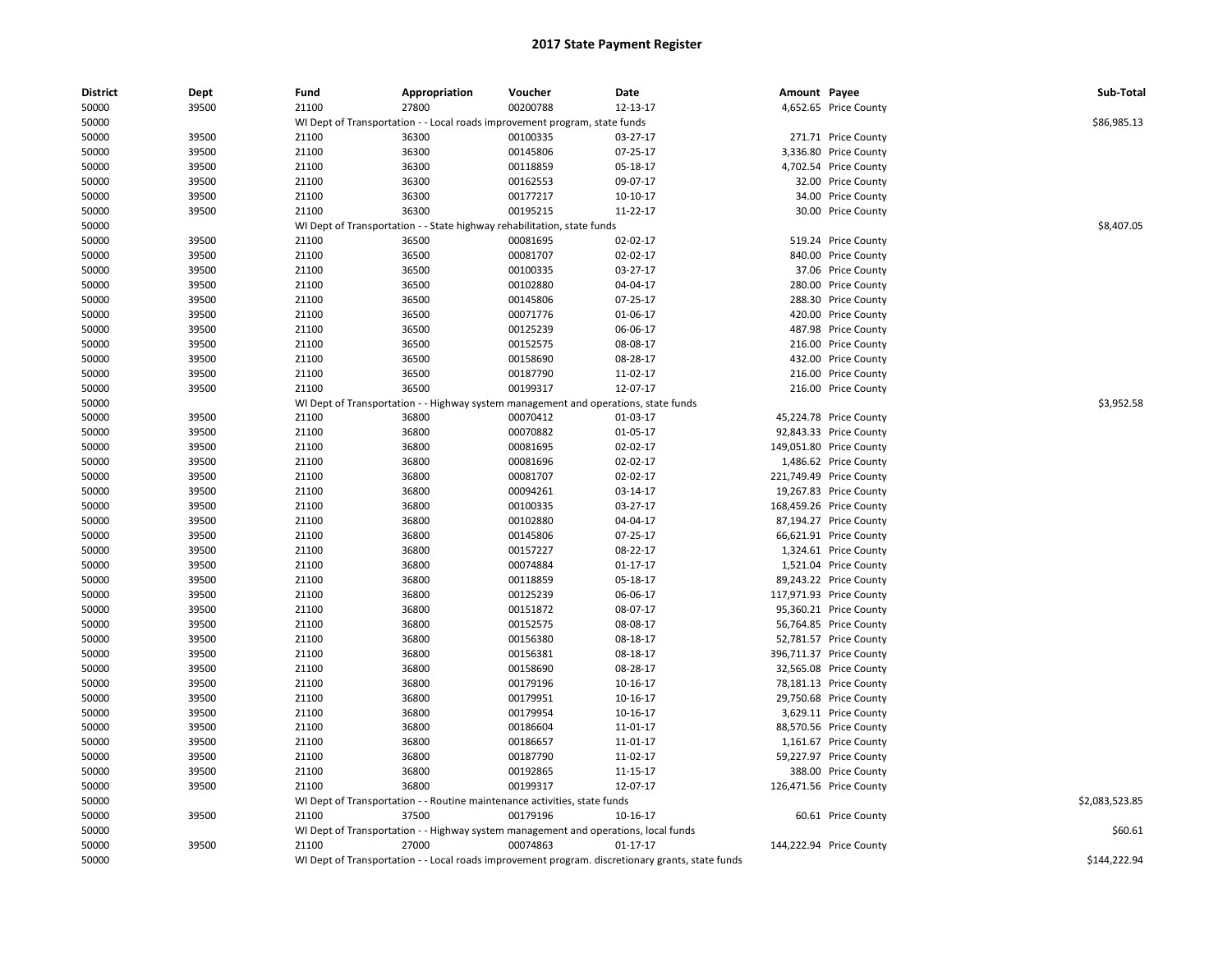# 2017 State Payment Register

| District | Dept | Fund | Appropriation | Voucher | Date | Amount | Payee | Sub-Total |
|---|---|---|---|---|---|---|---|---|
| 50000 | 39500 | 21100 | 27800 | 00200788 | 12-13-17 | 4,652.65 | Price County | |
| 50000 | | WI Dept of Transportation - - Local roads improvement program, state funds | | | | | | $86,985.13 |
| 50000 | 39500 | 21100 | 36300 | 00100335 | 03-27-17 | 271.71 | Price County | |
| 50000 | 39500 | 21100 | 36300 | 00145806 | 07-25-17 | 3,336.80 | Price County | |
| 50000 | 39500 | 21100 | 36300 | 00118859 | 05-18-17 | 4,702.54 | Price County | |
| 50000 | 39500 | 21100 | 36300 | 00162553 | 09-07-17 | 32.00 | Price County | |
| 50000 | 39500 | 21100 | 36300 | 00177217 | 10-10-17 | 34.00 | Price County | |
| 50000 | 39500 | 21100 | 36300 | 00195215 | 11-22-17 | 30.00 | Price County | |
| 50000 | | WI Dept of Transportation - - State highway rehabilitation, state funds | | | | | | $8,407.05 |
| 50000 | 39500 | 21100 | 36500 | 00081695 | 02-02-17 | 519.24 | Price County | |
| 50000 | 39500 | 21100 | 36500 | 00081707 | 02-02-17 | 840.00 | Price County | |
| 50000 | 39500 | 21100 | 36500 | 00100335 | 03-27-17 | 37.06 | Price County | |
| 50000 | 39500 | 21100 | 36500 | 00102880 | 04-04-17 | 280.00 | Price County | |
| 50000 | 39500 | 21100 | 36500 | 00145806 | 07-25-17 | 288.30 | Price County | |
| 50000 | 39500 | 21100 | 36500 | 00071776 | 01-06-17 | 420.00 | Price County | |
| 50000 | 39500 | 21100 | 36500 | 00125239 | 06-06-17 | 487.98 | Price County | |
| 50000 | 39500 | 21100 | 36500 | 00152575 | 08-08-17 | 216.00 | Price County | |
| 50000 | 39500 | 21100 | 36500 | 00158690 | 08-28-17 | 432.00 | Price County | |
| 50000 | 39500 | 21100 | 36500 | 00187790 | 11-02-17 | 216.00 | Price County | |
| 50000 | 39500 | 21100 | 36500 | 00199317 | 12-07-17 | 216.00 | Price County | |
| 50000 | | WI Dept of Transportation - - Highway system management and operations, state funds | | | | | | $3,952.58 |
| 50000 | 39500 | 21100 | 36800 | 00070412 | 01-03-17 | 45,224.78 | Price County | |
| 50000 | 39500 | 21100 | 36800 | 00070882 | 01-05-17 | 92,843.33 | Price County | |
| 50000 | 39500 | 21100 | 36800 | 00081695 | 02-02-17 | 149,051.80 | Price County | |
| 50000 | 39500 | 21100 | 36800 | 00081696 | 02-02-17 | 1,486.62 | Price County | |
| 50000 | 39500 | 21100 | 36800 | 00081707 | 02-02-17 | 221,749.49 | Price County | |
| 50000 | 39500 | 21100 | 36800 | 00094261 | 03-14-17 | 19,267.83 | Price County | |
| 50000 | 39500 | 21100 | 36800 | 00100335 | 03-27-17 | 168,459.26 | Price County | |
| 50000 | 39500 | 21100 | 36800 | 00102880 | 04-04-17 | 87,194.27 | Price County | |
| 50000 | 39500 | 21100 | 36800 | 00145806 | 07-25-17 | 66,621.91 | Price County | |
| 50000 | 39500 | 21100 | 36800 | 00157227 | 08-22-17 | 1,324.61 | Price County | |
| 50000 | 39500 | 21100 | 36800 | 00074884 | 01-17-17 | 1,521.04 | Price County | |
| 50000 | 39500 | 21100 | 36800 | 00118859 | 05-18-17 | 89,243.22 | Price County | |
| 50000 | 39500 | 21100 | 36800 | 00125239 | 06-06-17 | 117,971.93 | Price County | |
| 50000 | 39500 | 21100 | 36800 | 00151872 | 08-07-17 | 95,360.21 | Price County | |
| 50000 | 39500 | 21100 | 36800 | 00152575 | 08-08-17 | 56,764.85 | Price County | |
| 50000 | 39500 | 21100 | 36800 | 00156380 | 08-18-17 | 52,781.57 | Price County | |
| 50000 | 39500 | 21100 | 36800 | 00156381 | 08-18-17 | 396,711.37 | Price County | |
| 50000 | 39500 | 21100 | 36800 | 00158690 | 08-28-17 | 32,565.08 | Price County | |
| 50000 | 39500 | 21100 | 36800 | 00179196 | 10-16-17 | 78,181.13 | Price County | |
| 50000 | 39500 | 21100 | 36800 | 00179951 | 10-16-17 | 29,750.68 | Price County | |
| 50000 | 39500 | 21100 | 36800 | 00179954 | 10-16-17 | 3,629.11 | Price County | |
| 50000 | 39500 | 21100 | 36800 | 00186604 | 11-01-17 | 88,570.56 | Price County | |
| 50000 | 39500 | 21100 | 36800 | 00186657 | 11-01-17 | 1,161.67 | Price County | |
| 50000 | 39500 | 21100 | 36800 | 00187790 | 11-02-17 | 59,227.97 | Price County | |
| 50000 | 39500 | 21100 | 36800 | 00192865 | 11-15-17 | 388.00 | Price County | |
| 50000 | 39500 | 21100 | 36800 | 00199317 | 12-07-17 | 126,471.56 | Price County | |
| 50000 | | WI Dept of Transportation - - Routine maintenance activities, state funds | | | | | | $2,083,523.85 |
| 50000 | 39500 | 21100 | 37500 | 00179196 | 10-16-17 | 60.61 | Price County | |
| 50000 | | WI Dept of Transportation - - Highway system management and operations, local funds | | | | | | $60.61 |
| 50000 | 39500 | 21100 | 27000 | 00074863 | 01-17-17 | 144,222.94 | Price County | |
| 50000 | | WI Dept of Transportation - - Local roads improvement program. discretionary grants, state funds | | | | | | $144,222.94 |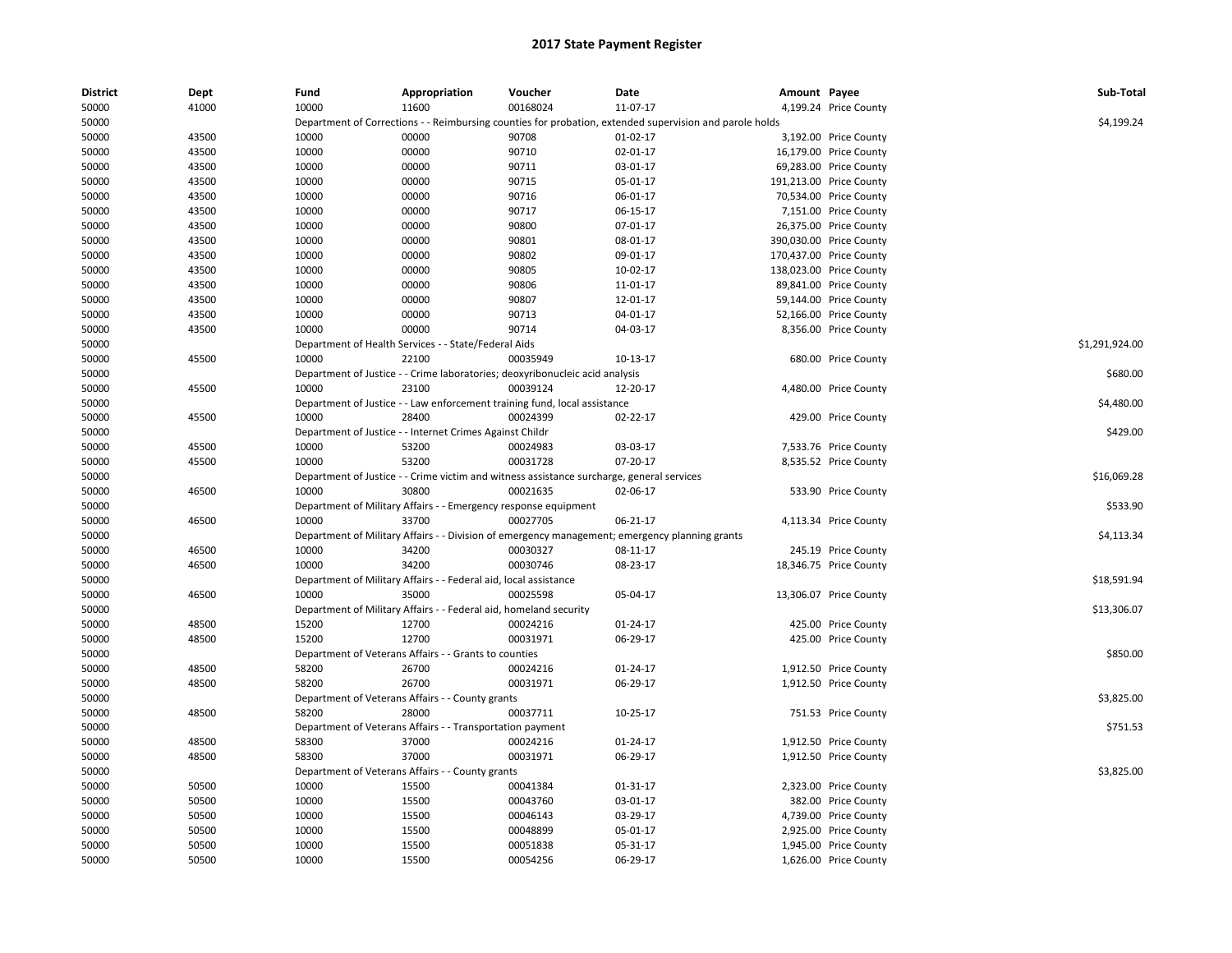# 2017 State Payment Register

| District | Dept | Fund | Appropriation | Voucher | Date | Amount | Payee | Sub-Total |
|---|---|---|---|---|---|---|---|---|
| 50000 | 41000 | 10000 | 11600 | 00168024 | 11-07-17 | 4,199.24 | Price County | |
| 50000 | | Department of Corrections - - Reimbursing counties for probation, extended supervision and parole holds | | | | | | $4,199.24 |
| 50000 | 43500 | 10000 | 00000 | 90708 | 01-02-17 | 3,192.00 | Price County | |
| 50000 | 43500 | 10000 | 00000 | 90710 | 02-01-17 | 16,179.00 | Price County | |
| 50000 | 43500 | 10000 | 00000 | 90711 | 03-01-17 | 69,283.00 | Price County | |
| 50000 | 43500 | 10000 | 00000 | 90715 | 05-01-17 | 191,213.00 | Price County | |
| 50000 | 43500 | 10000 | 00000 | 90716 | 06-01-17 | 70,534.00 | Price County | |
| 50000 | 43500 | 10000 | 00000 | 90717 | 06-15-17 | 7,151.00 | Price County | |
| 50000 | 43500 | 10000 | 00000 | 90800 | 07-01-17 | 26,375.00 | Price County | |
| 50000 | 43500 | 10000 | 00000 | 90801 | 08-01-17 | 390,030.00 | Price County | |
| 50000 | 43500 | 10000 | 00000 | 90802 | 09-01-17 | 170,437.00 | Price County | |
| 50000 | 43500 | 10000 | 00000 | 90805 | 10-02-17 | 138,023.00 | Price County | |
| 50000 | 43500 | 10000 | 00000 | 90806 | 11-01-17 | 89,841.00 | Price County | |
| 50000 | 43500 | 10000 | 00000 | 90807 | 12-01-17 | 59,144.00 | Price County | |
| 50000 | 43500 | 10000 | 00000 | 90713 | 04-01-17 | 52,166.00 | Price County | |
| 50000 | 43500 | 10000 | 00000 | 90714 | 04-03-17 | 8,356.00 | Price County | |
| 50000 | | Department of Health Services - - State/Federal Aids | | | | | | $1,291,924.00 |
| 50000 | 45500 | 10000 | 22100 | 00035949 | 10-13-17 | 680.00 | Price County | |
| 50000 | | Department of Justice - - Crime laboratories; deoxyribonucleic acid analysis | | | | | | $680.00 |
| 50000 | 45500 | 10000 | 23100 | 00039124 | 12-20-17 | 4,480.00 | Price County | |
| 50000 | | Department of Justice - - Law enforcement training fund, local assistance | | | | | | $4,480.00 |
| 50000 | 45500 | 10000 | 28400 | 00024399 | 02-22-17 | 429.00 | Price County | |
| 50000 | | Department of Justice - - Internet Crimes Against Childr | | | | | | $429.00 |
| 50000 | 45500 | 10000 | 53200 | 00024983 | 03-03-17 | 7,533.76 | Price County | |
| 50000 | 45500 | 10000 | 53200 | 00031728 | 07-20-17 | 8,535.52 | Price County | |
| 50000 | | Department of Justice - - Crime victim and witness assistance surcharge, general services | | | | | | $16,069.28 |
| 50000 | 46500 | 10000 | 30800 | 00021635 | 02-06-17 | 533.90 | Price County | |
| 50000 | | Department of Military Affairs - - Emergency response equipment | | | | | | $533.90 |
| 50000 | 46500 | 10000 | 33700 | 00027705 | 06-21-17 | 4,113.34 | Price County | |
| 50000 | | Department of Military Affairs - - Division of emergency management; emergency planning grants | | | | | | $4,113.34 |
| 50000 | 46500 | 10000 | 34200 | 00030327 | 08-11-17 | 245.19 | Price County | |
| 50000 | 46500 | 10000 | 34200 | 00030746 | 08-23-17 | 18,346.75 | Price County | |
| 50000 | | Department of Military Affairs - - Federal aid, local assistance | | | | | | $18,591.94 |
| 50000 | 46500 | 10000 | 35000 | 00025598 | 05-04-17 | 13,306.07 | Price County | |
| 50000 | | Department of Military Affairs - - Federal aid, homeland security | | | | | | $13,306.07 |
| 50000 | 48500 | 15200 | 12700 | 00024216 | 01-24-17 | 425.00 | Price County | |
| 50000 | 48500 | 15200 | 12700 | 00031971 | 06-29-17 | 425.00 | Price County | |
| 50000 | | Department of Veterans Affairs - - Grants to counties | | | | | | $850.00 |
| 50000 | 48500 | 58200 | 26700 | 00024216 | 01-24-17 | 1,912.50 | Price County | |
| 50000 | 48500 | 58200 | 26700 | 00031971 | 06-29-17 | 1,912.50 | Price County | |
| 50000 | | Department of Veterans Affairs - - County grants | | | | | | $3,825.00 |
| 50000 | 48500 | 58200 | 28000 | 00037711 | 10-25-17 | 751.53 | Price County | |
| 50000 | | Department of Veterans Affairs - - Transportation payment | | | | | | $751.53 |
| 50000 | 48500 | 58300 | 37000 | 00024216 | 01-24-17 | 1,912.50 | Price County | |
| 50000 | 48500 | 58300 | 37000 | 00031971 | 06-29-17 | 1,912.50 | Price County | |
| 50000 | | Department of Veterans Affairs - - County grants | | | | | | $3,825.00 |
| 50000 | 50500 | 10000 | 15500 | 00041384 | 01-31-17 | 2,323.00 | Price County | |
| 50000 | 50500 | 10000 | 15500 | 00043760 | 03-01-17 | 382.00 | Price County | |
| 50000 | 50500 | 10000 | 15500 | 00046143 | 03-29-17 | 4,739.00 | Price County | |
| 50000 | 50500 | 10000 | 15500 | 00048899 | 05-01-17 | 2,925.00 | Price County | |
| 50000 | 50500 | 10000 | 15500 | 00051838 | 05-31-17 | 1,945.00 | Price County | |
| 50000 | 50500 | 10000 | 15500 | 00054256 | 06-29-17 | 1,626.00 | Price County | |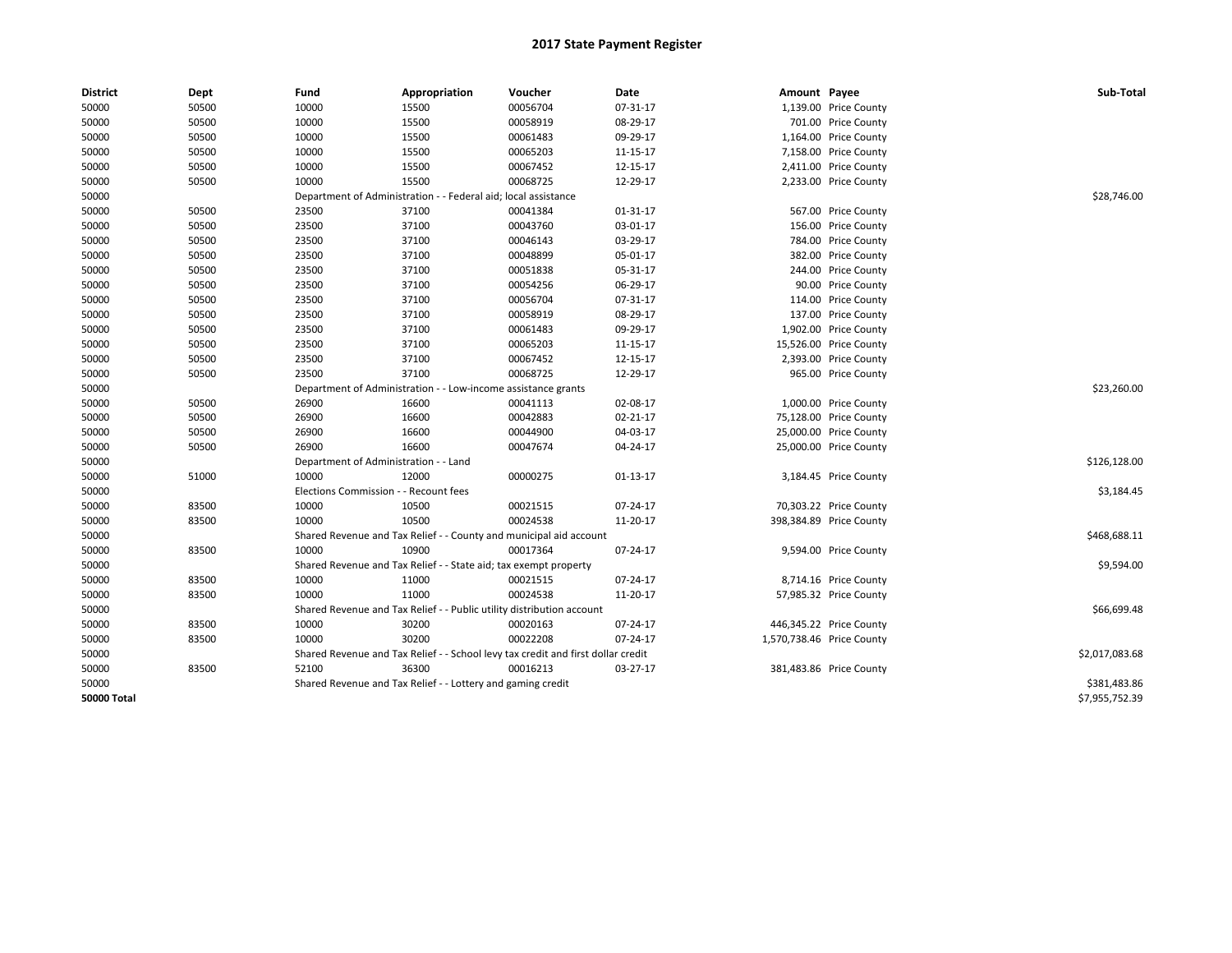## 2017 State Payment Register

| District | Dept | Fund | Appropriation | Voucher | Date | Amount | Payee | Sub-Total |
|---|---|---|---|---|---|---|---|---|
| 50000 | 50500 | 10000 | 15500 | 00056704 | 07-31-17 | 1,139.00 | Price County | |
| 50000 | 50500 | 10000 | 15500 | 00058919 | 08-29-17 | 701.00 | Price County | |
| 50000 | 50500 | 10000 | 15500 | 00061483 | 09-29-17 | 1,164.00 | Price County | |
| 50000 | 50500 | 10000 | 15500 | 00065203 | 11-15-17 | 7,158.00 | Price County | |
| 50000 | 50500 | 10000 | 15500 | 00067452 | 12-15-17 | 2,411.00 | Price County | |
| 50000 | 50500 | 10000 | 15500 | 00068725 | 12-29-17 | 2,233.00 | Price County | |
| 50000 | | Department of Administration - - Federal aid; local assistance | | | | | | $28,746.00 |
| 50000 | 50500 | 23500 | 37100 | 00041384 | 01-31-17 | 567.00 | Price County | |
| 50000 | 50500 | 23500 | 37100 | 00043760 | 03-01-17 | 156.00 | Price County | |
| 50000 | 50500 | 23500 | 37100 | 00046143 | 03-29-17 | 784.00 | Price County | |
| 50000 | 50500 | 23500 | 37100 | 00048899 | 05-01-17 | 382.00 | Price County | |
| 50000 | 50500 | 23500 | 37100 | 00051838 | 05-31-17 | 244.00 | Price County | |
| 50000 | 50500 | 23500 | 37100 | 00054256 | 06-29-17 | 90.00 | Price County | |
| 50000 | 50500 | 23500 | 37100 | 00056704 | 07-31-17 | 114.00 | Price County | |
| 50000 | 50500 | 23500 | 37100 | 00058919 | 08-29-17 | 137.00 | Price County | |
| 50000 | 50500 | 23500 | 37100 | 00061483 | 09-29-17 | 1,902.00 | Price County | |
| 50000 | 50500 | 23500 | 37100 | 00065203 | 11-15-17 | 15,526.00 | Price County | |
| 50000 | 50500 | 23500 | 37100 | 00067452 | 12-15-17 | 2,393.00 | Price County | |
| 50000 | 50500 | 23500 | 37100 | 00068725 | 12-29-17 | 965.00 | Price County | |
| 50000 | | Department of Administration - - Low-income assistance grants | | | | | | $23,260.00 |
| 50000 | 50500 | 26900 | 16600 | 00041113 | 02-08-17 | 1,000.00 | Price County | |
| 50000 | 50500 | 26900 | 16600 | 00042883 | 02-21-17 | 75,128.00 | Price County | |
| 50000 | 50500 | 26900 | 16600 | 00044900 | 04-03-17 | 25,000.00 | Price County | |
| 50000 | 50500 | 26900 | 16600 | 00047674 | 04-24-17 | 25,000.00 | Price County | |
| 50000 | | Department of Administration - - Land | | | | | | $126,128.00 |
| 50000 | 51000 | 10000 | 12000 | 00000275 | 01-13-17 | 3,184.45 | Price County | |
| 50000 | | Elections Commission - - Recount fees | | | | | | $3,184.45 |
| 50000 | 83500 | 10000 | 10500 | 00021515 | 07-24-17 | 70,303.22 | Price County | |
| 50000 | 83500 | 10000 | 10500 | 00024538 | 11-20-17 | 398,384.89 | Price County | |
| 50000 | | Shared Revenue and Tax Relief - - County and municipal aid account | | | | | | $468,688.11 |
| 50000 | 83500 | 10000 | 10900 | 00017364 | 07-24-17 | 9,594.00 | Price County | |
| 50000 | | Shared Revenue and Tax Relief - - State aid; tax exempt property | | | | | | $9,594.00 |
| 50000 | 83500 | 10000 | 11000 | 00021515 | 07-24-17 | 8,714.16 | Price County | |
| 50000 | 83500 | 10000 | 11000 | 00024538 | 11-20-17 | 57,985.32 | Price County | |
| 50000 | | Shared Revenue and Tax Relief - - Public utility distribution account | | | | | | $66,699.48 |
| 50000 | 83500 | 10000 | 30200 | 00020163 | 07-24-17 | 446,345.22 | Price County | |
| 50000 | 83500 | 10000 | 30200 | 00022208 | 07-24-17 | 1,570,738.46 | Price County | |
| 50000 | | Shared Revenue and Tax Relief - - School levy tax credit and first dollar credit | | | | | | $2,017,083.68 |
| 50000 | 83500 | 52100 | 36300 | 00016213 | 03-27-17 | 381,483.86 | Price County | |
| 50000 | | Shared Revenue and Tax Relief - - Lottery and gaming credit | | | | | | $381,483.86 |
| **50000 Total** | | | | | | | | $7,955,752.39 |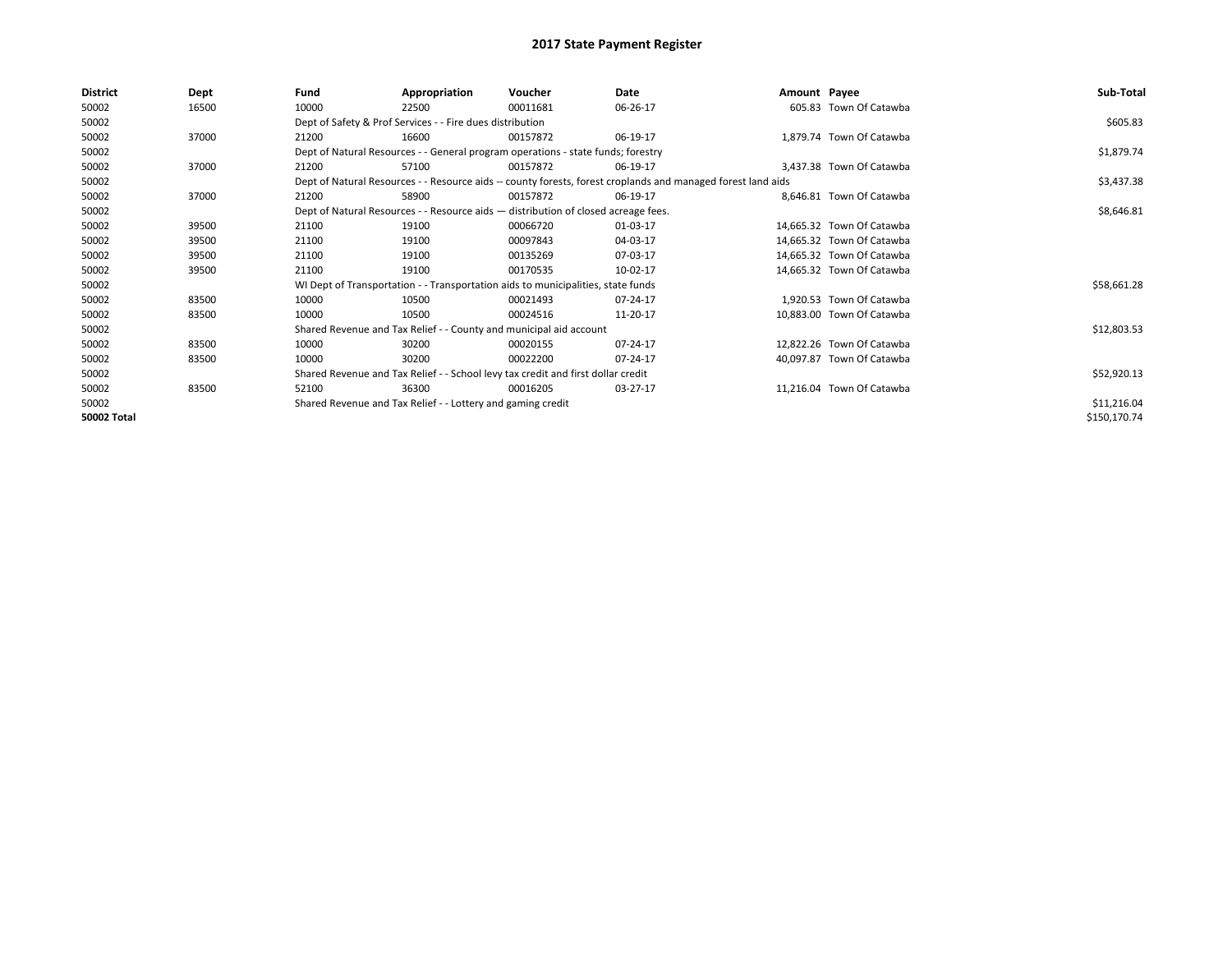# 2017 State Payment Register

| District | Dept | Fund | Appropriation | Voucher | Date | Amount | Payee | Sub-Total |
|---|---|---|---|---|---|---|---|---|
| 50002 | 16500 | 10000 | 22500 | 00011681 | 06-26-17 | 605.83 | Town Of Catawba | |
| 50002 | | Dept of Safety & Prof Services - - Fire dues distribution | | | | | | $605.83 |
| 50002 | 37000 | 21200 | 16600 | 00157872 | 06-19-17 | 1,879.74 | Town Of Catawba | |
| 50002 | | Dept of Natural Resources - - General program operations - state funds; forestry | | | | | | $1,879.74 |
| 50002 | 37000 | 21200 | 57100 | 00157872 | 06-19-17 | 3,437.38 | Town Of Catawba | |
| 50002 | | Dept of Natural Resources - - Resource aids -- county forests, forest croplands and managed forest land aids | | | | | | $3,437.38 |
| 50002 | 37000 | 21200 | 58900 | 00157872 | 06-19-17 | 8,646.81 | Town Of Catawba | |
| 50002 | | Dept of Natural Resources - - Resource aids — distribution of closed acreage fees. | | | | | | $8,646.81 |
| 50002 | 39500 | 21100 | 19100 | 00066720 | 01-03-17 | 14,665.32 | Town Of Catawba | |
| 50002 | 39500 | 21100 | 19100 | 00097843 | 04-03-17 | 14,665.32 | Town Of Catawba | |
| 50002 | 39500 | 21100 | 19100 | 00135269 | 07-03-17 | 14,665.32 | Town Of Catawba | |
| 50002 | 39500 | 21100 | 19100 | 00170535 | 10-02-17 | 14,665.32 | Town Of Catawba | |
| 50002 | | WI Dept of Transportation - - Transportation aids to municipalities, state funds | | | | | | $58,661.28 |
| 50002 | 83500 | 10000 | 10500 | 00021493 | 07-24-17 | 1,920.53 | Town Of Catawba | |
| 50002 | 83500 | 10000 | 10500 | 00024516 | 11-20-17 | 10,883.00 | Town Of Catawba | |
| 50002 | | Shared Revenue and Tax Relief - - County and municipal aid account | | | | | | $12,803.53 |
| 50002 | 83500 | 10000 | 30200 | 00020155 | 07-24-17 | 12,822.26 | Town Of Catawba | |
| 50002 | 83500 | 10000 | 30200 | 00022200 | 07-24-17 | 40,097.87 | Town Of Catawba | |
| 50002 | | Shared Revenue and Tax Relief - - School levy tax credit and first dollar credit | | | | | | $52,920.13 |
| 50002 | 83500 | 52100 | 36300 | 00016205 | 03-27-17 | 11,216.04 | Town Of Catawba | |
| 50002 | | Shared Revenue and Tax Relief - - Lottery and gaming credit | | | | | | $11,216.04 |
| **50002 Total** | | | | | | | | $150,170.74 |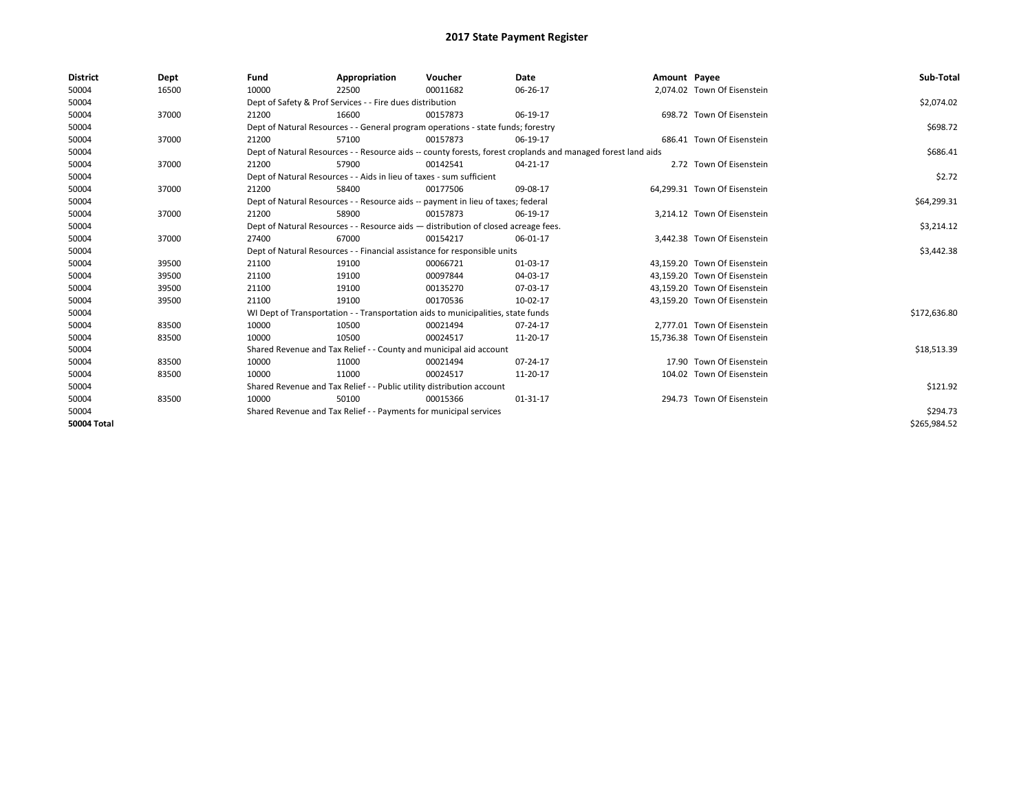# 2017 State Payment Register

| District | Dept | Fund | Appropriation | Voucher | Date | Amount | Payee | Sub-Total |
|---|---|---|---|---|---|---|---|---|
| 50004 | 16500 | 10000 | 22500 | 00011682 | 06-26-17 | 2,074.02 | Town Of Eisenstein | |
| 50004 | | Dept of Safety & Prof Services - - Fire dues distribution | | | | | | $2,074.02 |
| 50004 | 37000 | 21200 | 16600 | 00157873 | 06-19-17 | 698.72 | Town Of Eisenstein | |
| 50004 | | Dept of Natural Resources - - General program operations - state funds; forestry | | | | | | $698.72 |
| 50004 | 37000 | 21200 | 57100 | 00157873 | 06-19-17 | 686.41 | Town Of Eisenstein | |
| 50004 | | Dept of Natural Resources - - Resource aids -- county forests, forest croplands and managed forest land aids | | | | | | $686.41 |
| 50004 | 37000 | 21200 | 57900 | 00142541 | 04-21-17 | 2.72 | Town Of Eisenstein | |
| 50004 | | Dept of Natural Resources - - Aids in lieu of taxes - sum sufficient | | | | | | $2.72 |
| 50004 | 37000 | 21200 | 58400 | 00177506 | 09-08-17 | 64,299.31 | Town Of Eisenstein | |
| 50004 | | Dept of Natural Resources - - Resource aids -- payment in lieu of taxes; federal | | | | | | $64,299.31 |
| 50004 | 37000 | 21200 | 58900 | 00157873 | 06-19-17 | 3,214.12 | Town Of Eisenstein | |
| 50004 | | Dept of Natural Resources - - Resource aids — distribution of closed acreage fees. | | | | | | $3,214.12 |
| 50004 | 37000 | 27400 | 67000 | 00154217 | 06-01-17 | 3,442.38 | Town Of Eisenstein | |
| 50004 | | Dept of Natural Resources - - Financial assistance for responsible units | | | | | | $3,442.38 |
| 50004 | 39500 | 21100 | 19100 | 00066721 | 01-03-17 | 43,159.20 | Town Of Eisenstein | |
| 50004 | 39500 | 21100 | 19100 | 00097844 | 04-03-17 | 43,159.20 | Town Of Eisenstein | |
| 50004 | 39500 | 21100 | 19100 | 00135270 | 07-03-17 | 43,159.20 | Town Of Eisenstein | |
| 50004 | 39500 | 21100 | 19100 | 00170536 | 10-02-17 | 43,159.20 | Town Of Eisenstein | |
| 50004 | | WI Dept of Transportation - - Transportation aids to municipalities, state funds | | | | | | $172,636.80 |
| 50004 | 83500 | 10000 | 10500 | 00021494 | 07-24-17 | 2,777.01 | Town Of Eisenstein | |
| 50004 | 83500 | 10000 | 10500 | 00024517 | 11-20-17 | 15,736.38 | Town Of Eisenstein | |
| 50004 | | Shared Revenue and Tax Relief - - County and municipal aid account | | | | | | $18,513.39 |
| 50004 | 83500 | 10000 | 11000 | 00021494 | 07-24-17 | 17.90 | Town Of Eisenstein | |
| 50004 | 83500 | 10000 | 11000 | 00024517 | 11-20-17 | 104.02 | Town Of Eisenstein | |
| 50004 | | Shared Revenue and Tax Relief - - Public utility distribution account | | | | | | $121.92 |
| 50004 | 83500 | 10000 | 50100 | 00015366 | 01-31-17 | 294.73 | Town Of Eisenstein | |
| 50004 | | Shared Revenue and Tax Relief - - Payments for municipal services | | | | | | $294.73 |
| **50004 Total** | | | | | | | | $265,984.52 |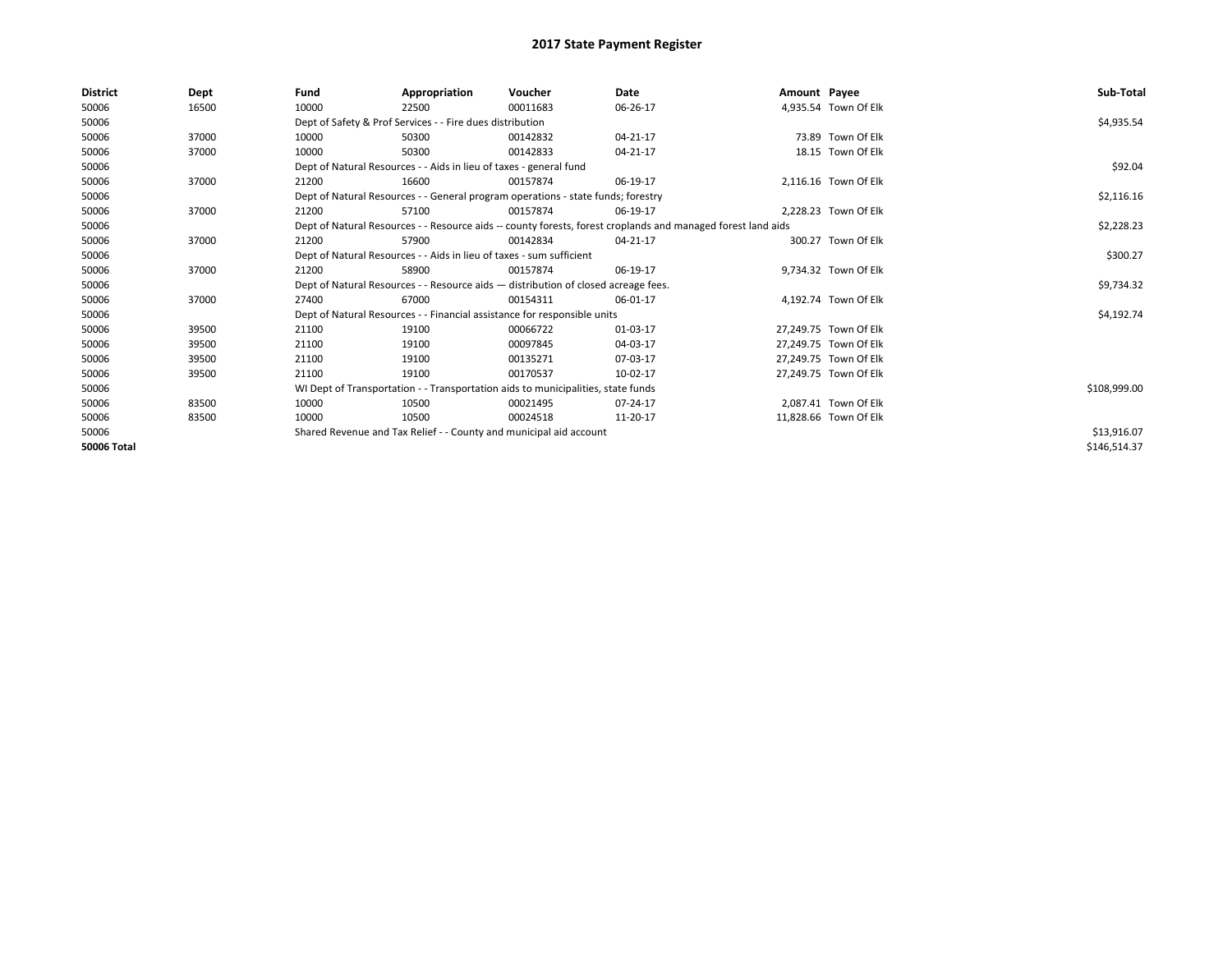# 2017 State Payment Register

| District | Dept | Fund | Appropriation | Voucher | Date | Amount | Payee | Sub-Total |
|---|---|---|---|---|---|---|---|---|
| 50006 | 16500 | 10000 | 22500 | 00011683 | 06-26-17 | 4,935.54 | Town Of Elk | |
| 50006 | | Dept of Safety & Prof Services - - Fire dues distribution | | | | | | $4,935.54 |
| 50006 | 37000 | 10000 | 50300 | 00142832 | 04-21-17 | 73.89 | Town Of Elk | |
| 50006 | 37000 | 10000 | 50300 | 00142833 | 04-21-17 | 18.15 | Town Of Elk | |
| 50006 | | Dept of Natural Resources - - Aids in lieu of taxes - general fund | | | | | | $92.04 |
| 50006 | 37000 | 21200 | 16600 | 00157874 | 06-19-17 | 2,116.16 | Town Of Elk | |
| 50006 | | Dept of Natural Resources - - General program operations - state funds; forestry | | | | | | $2,116.16 |
| 50006 | 37000 | 21200 | 57100 | 00157874 | 06-19-17 | 2,228.23 | Town Of Elk | |
| 50006 | | Dept of Natural Resources - - Resource aids -- county forests, forest croplands and managed forest land aids | | | | | | $2,228.23 |
| 50006 | 37000 | 21200 | 57900 | 00142834 | 04-21-17 | 300.27 | Town Of Elk | |
| 50006 | | Dept of Natural Resources - - Aids in lieu of taxes - sum sufficient | | | | | | $300.27 |
| 50006 | 37000 | 21200 | 58900 | 00157874 | 06-19-17 | 9,734.32 | Town Of Elk | |
| 50006 | | Dept of Natural Resources - - Resource aids — distribution of closed acreage fees. | | | | | | $9,734.32 |
| 50006 | 37000 | 27400 | 67000 | 00154311 | 06-01-17 | 4,192.74 | Town Of Elk | |
| 50006 | | Dept of Natural Resources - - Financial assistance for responsible units | | | | | | $4,192.74 |
| 50006 | 39500 | 21100 | 19100 | 00066722 | 01-03-17 | 27,249.75 | Town Of Elk | |
| 50006 | 39500 | 21100 | 19100 | 00097845 | 04-03-17 | 27,249.75 | Town Of Elk | |
| 50006 | 39500 | 21100 | 19100 | 00135271 | 07-03-17 | 27,249.75 | Town Of Elk | |
| 50006 | 39500 | 21100 | 19100 | 00170537 | 10-02-17 | 27,249.75 | Town Of Elk | |
| 50006 | | WI Dept of Transportation - - Transportation aids to municipalities, state funds | | | | | | $108,999.00 |
| 50006 | 83500 | 10000 | 10500 | 00021495 | 07-24-17 | 2,087.41 | Town Of Elk | |
| 50006 | 83500 | 10000 | 10500 | 00024518 | 11-20-17 | 11,828.66 | Town Of Elk | |
| 50006 | | Shared Revenue and Tax Relief - - County and municipal aid account | | | | | | $13,916.07 |
| **50006 Total** | | | | | | | | $146,514.37 |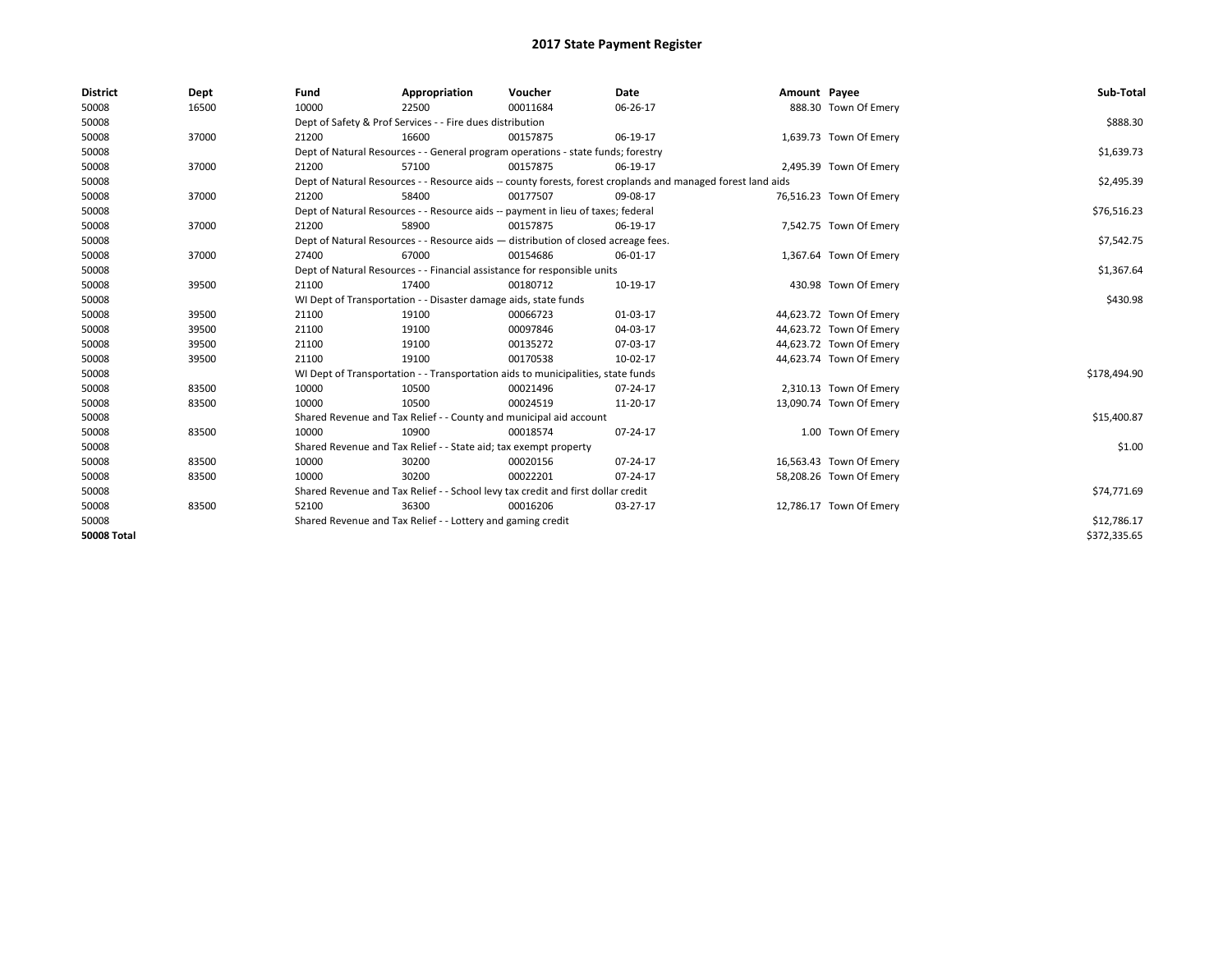# 2017 State Payment Register

| District | Dept | Fund | Appropriation | Voucher | Date | Amount | Payee | Sub-Total |
|---|---|---|---|---|---|---|---|---|
| 50008 | 16500 | 10000 | 22500 | 00011684 | 06-26-17 | 888.30 | Town Of Emery | |
| 50008 | | Dept of Safety & Prof Services - - Fire dues distribution | | | | | | $888.30 |
| 50008 | 37000 | 21200 | 16600 | 00157875 | 06-19-17 | 1,639.73 | Town Of Emery | |
| 50008 | | Dept of Natural Resources - - General program operations - state funds; forestry | | | | | | $1,639.73 |
| 50008 | 37000 | 21200 | 57100 | 00157875 | 06-19-17 | 2,495.39 | Town Of Emery | |
| 50008 | | Dept of Natural Resources - - Resource aids -- county forests, forest croplands and managed forest land aids | | | | | | $2,495.39 |
| 50008 | 37000 | 21200 | 58400 | 00177507 | 09-08-17 | 76,516.23 | Town Of Emery | |
| 50008 | | Dept of Natural Resources - - Resource aids -- payment in lieu of taxes; federal | | | | | | $76,516.23 |
| 50008 | 37000 | 21200 | 58900 | 00157875 | 06-19-17 | 7,542.75 | Town Of Emery | |
| 50008 | | Dept of Natural Resources - - Resource aids — distribution of closed acreage fees. | | | | | | $7,542.75 |
| 50008 | 37000 | 27400 | 67000 | 00154686 | 06-01-17 | 1,367.64 | Town Of Emery | |
| 50008 | | Dept of Natural Resources - - Financial assistance for responsible units | | | | | | $1,367.64 |
| 50008 | 39500 | 21100 | 17400 | 00180712 | 10-19-17 | 430.98 | Town Of Emery | |
| 50008 | | WI Dept of Transportation - - Disaster damage aids, state funds | | | | | | $430.98 |
| 50008 | 39500 | 21100 | 19100 | 00066723 | 01-03-17 | 44,623.72 | Town Of Emery | |
| 50008 | 39500 | 21100 | 19100 | 00097846 | 04-03-17 | 44,623.72 | Town Of Emery | |
| 50008 | 39500 | 21100 | 19100 | 00135272 | 07-03-17 | 44,623.72 | Town Of Emery | |
| 50008 | 39500 | 21100 | 19100 | 00170538 | 10-02-17 | 44,623.74 | Town Of Emery | |
| 50008 | | WI Dept of Transportation - - Transportation aids to municipalities, state funds | | | | | | $178,494.90 |
| 50008 | 83500 | 10000 | 10500 | 00021496 | 07-24-17 | 2,310.13 | Town Of Emery | |
| 50008 | 83500 | 10000 | 10500 | 00024519 | 11-20-17 | 13,090.74 | Town Of Emery | |
| 50008 | | Shared Revenue and Tax Relief - - County and municipal aid account | | | | | | $15,400.87 |
| 50008 | 83500 | 10000 | 10900 | 00018574 | 07-24-17 | 1.00 | Town Of Emery | |
| 50008 | | Shared Revenue and Tax Relief - - State aid; tax exempt property | | | | | | $1.00 |
| 50008 | 83500 | 10000 | 30200 | 00020156 | 07-24-17 | 16,563.43 | Town Of Emery | |
| 50008 | 83500 | 10000 | 30200 | 00022201 | 07-24-17 | 58,208.26 | Town Of Emery | |
| 50008 | | Shared Revenue and Tax Relief - - School levy tax credit and first dollar credit | | | | | | $74,771.69 |
| 50008 | 83500 | 52100 | 36300 | 00016206 | 03-27-17 | 12,786.17 | Town Of Emery | |
| 50008 | | Shared Revenue and Tax Relief - - Lottery and gaming credit | | | | | | $12,786.17 |
| **50008 Total** | | | | | | | | $372,335.65 |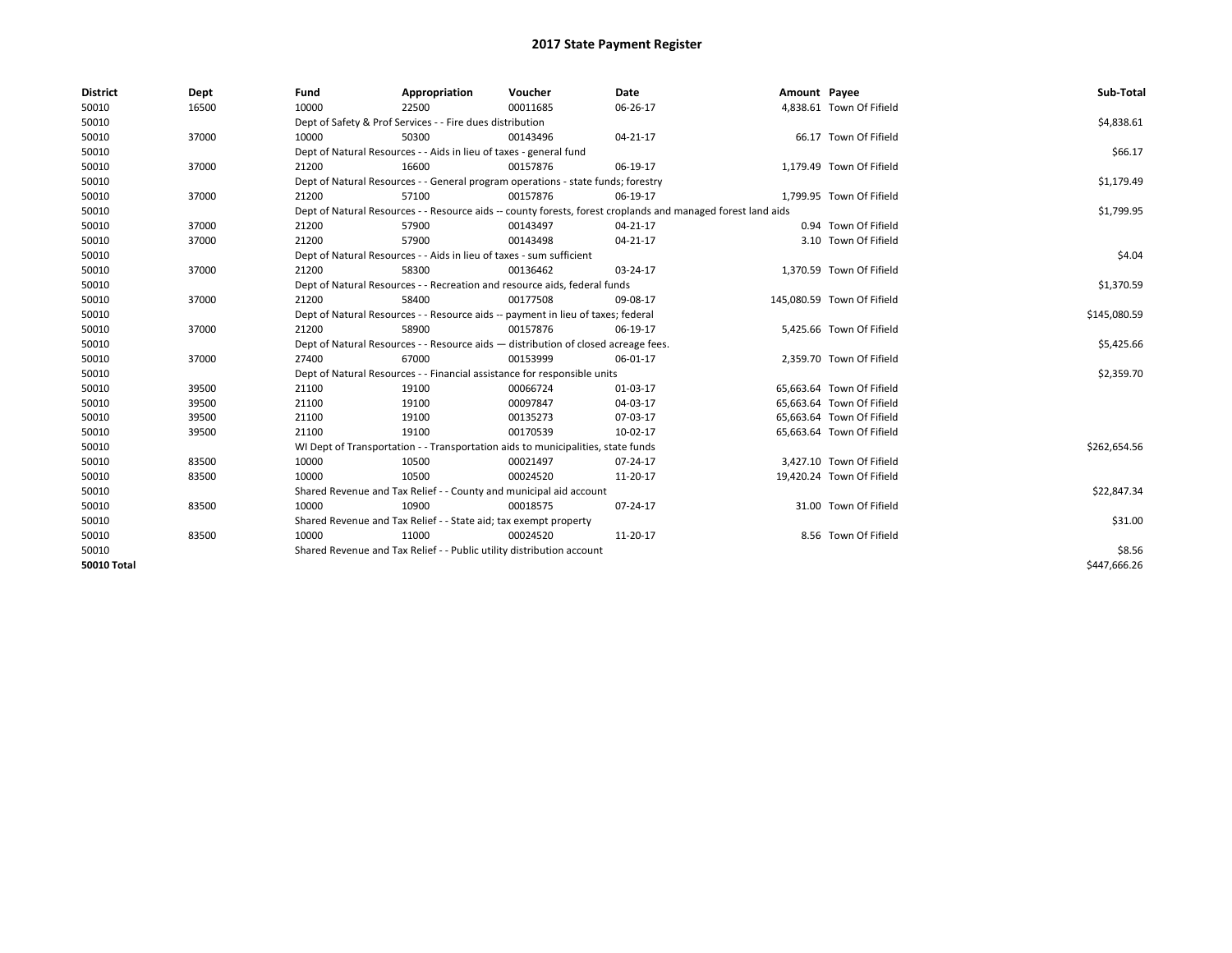# 2017 State Payment Register

| District | Dept | Fund | Appropriation | Voucher | Date | Amount | Payee | Sub-Total |
|---|---|---|---|---|---|---|---|---|
| 50010 | 16500 | 10000 | 22500 | 00011685 | 06-26-17 | 4,838.61 | Town Of Fifield | |
| 50010 | | Dept of Safety & Prof Services - - Fire dues distribution | | | | | | $4,838.61 |
| 50010 | 37000 | 10000 | 50300 | 00143496 | 04-21-17 | 66.17 | Town Of Fifield | |
| 50010 | | Dept of Natural Resources - - Aids in lieu of taxes - general fund | | | | | | $66.17 |
| 50010 | 37000 | 21200 | 16600 | 00157876 | 06-19-17 | 1,179.49 | Town Of Fifield | |
| 50010 | | Dept of Natural Resources - - General program operations - state funds; forestry | | | | | | $1,179.49 |
| 50010 | 37000 | 21200 | 57100 | 00157876 | 06-19-17 | 1,799.95 | Town Of Fifield | |
| 50010 | | Dept of Natural Resources - - Resource aids -- county forests, forest croplands and managed forest land aids | | | | | | $1,799.95 |
| 50010 | 37000 | 21200 | 57900 | 00143497 | 04-21-17 | 0.94 | Town Of Fifield | |
| 50010 | 37000 | 21200 | 57900 | 00143498 | 04-21-17 | 3.10 | Town Of Fifield | |
| 50010 | | Dept of Natural Resources - - Aids in lieu of taxes - sum sufficient | | | | | | $4.04 |
| 50010 | 37000 | 21200 | 58300 | 00136462 | 03-24-17 | 1,370.59 | Town Of Fifield | |
| 50010 | | Dept of Natural Resources - - Recreation and resource aids, federal funds | | | | | | $1,370.59 |
| 50010 | 37000 | 21200 | 58400 | 00177508 | 09-08-17 | 145,080.59 | Town Of Fifield | |
| 50010 | | Dept of Natural Resources - - Resource aids -- payment in lieu of taxes; federal | | | | | | $145,080.59 |
| 50010 | 37000 | 21200 | 58900 | 00157876 | 06-19-17 | 5,425.66 | Town Of Fifield | |
| 50010 | | Dept of Natural Resources - - Resource aids — distribution of closed acreage fees. | | | | | | $5,425.66 |
| 50010 | 37000 | 27400 | 67000 | 00153999 | 06-01-17 | 2,359.70 | Town Of Fifield | |
| 50010 | | Dept of Natural Resources - - Financial assistance for responsible units | | | | | | $2,359.70 |
| 50010 | 39500 | 21100 | 19100 | 00066724 | 01-03-17 | 65,663.64 | Town Of Fifield | |
| 50010 | 39500 | 21100 | 19100 | 00097847 | 04-03-17 | 65,663.64 | Town Of Fifield | |
| 50010 | 39500 | 21100 | 19100 | 00135273 | 07-03-17 | 65,663.64 | Town Of Fifield | |
| 50010 | 39500 | 21100 | 19100 | 00170539 | 10-02-17 | 65,663.64 | Town Of Fifield | |
| 50010 | | WI Dept of Transportation - - Transportation aids to municipalities, state funds | | | | | | $262,654.56 |
| 50010 | 83500 | 10000 | 10500 | 00021497 | 07-24-17 | 3,427.10 | Town Of Fifield | |
| 50010 | 83500 | 10000 | 10500 | 00024520 | 11-20-17 | 19,420.24 | Town Of Fifield | |
| 50010 | | Shared Revenue and Tax Relief - - County and municipal aid account | | | | | | $22,847.34 |
| 50010 | 83500 | 10000 | 10900 | 00018575 | 07-24-17 | 31.00 | Town Of Fifield | |
| 50010 | | Shared Revenue and Tax Relief - - State aid; tax exempt property | | | | | | $31.00 |
| 50010 | 83500 | 10000 | 11000 | 00024520 | 11-20-17 | 8.56 | Town Of Fifield | |
| 50010 | | Shared Revenue and Tax Relief - - Public utility distribution account | | | | | | $8.56 |
| **50010 Total** | | | | | | | | $447,666.26 |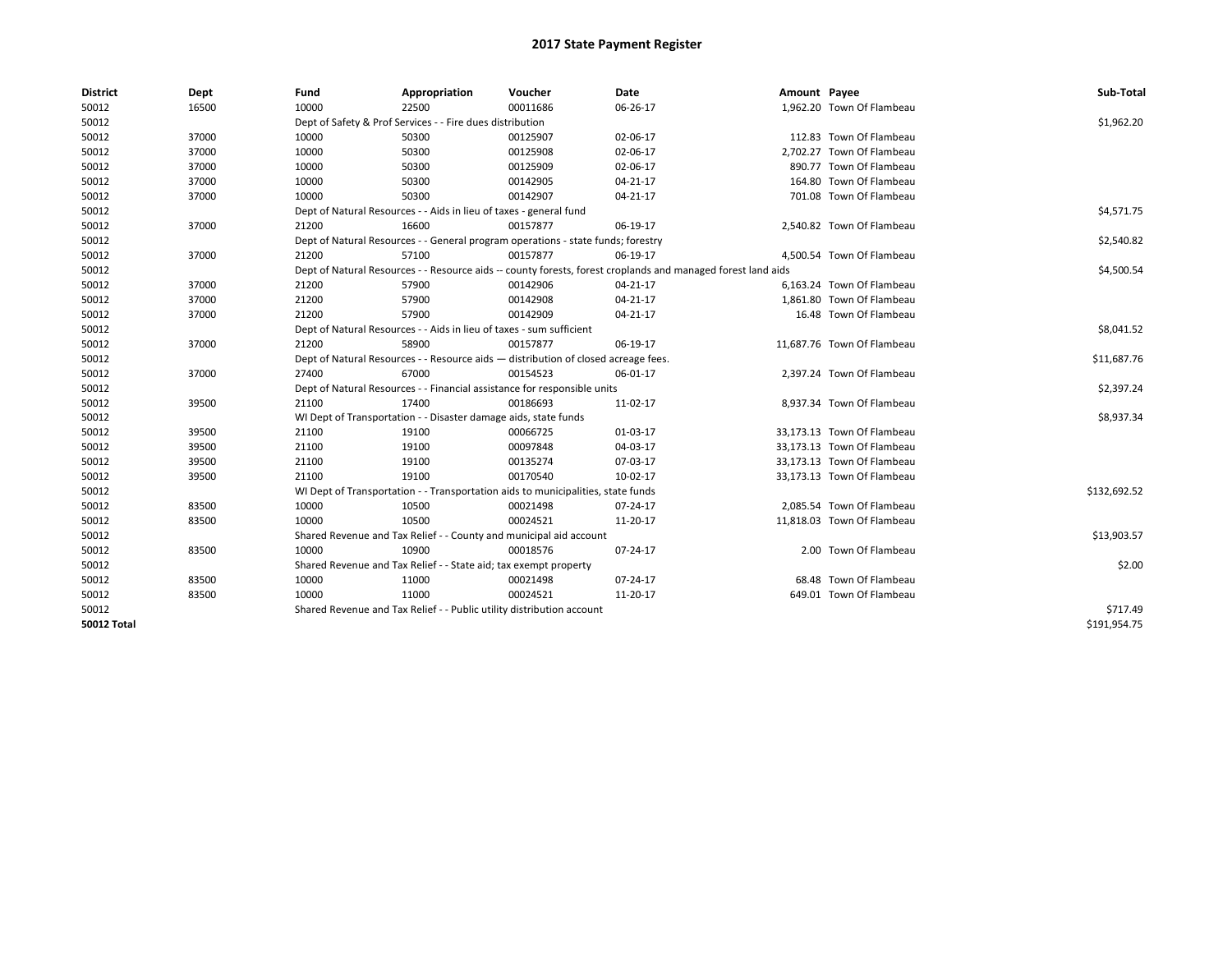# 2017 State Payment Register

| District | Dept | Fund | Appropriation | Voucher | Date | Amount | Payee | Sub-Total |
|---|---|---|---|---|---|---|---|---|
| 50012 | 16500 | 10000 | 22500 | 00011686 | 06-26-17 | 1,962.20 | Town Of Flambeau | |
| 50012 | | Dept of Safety & Prof Services - - Fire dues distribution | | | | | | $1,962.20 |
| 50012 | 37000 | 10000 | 50300 | 00125907 | 02-06-17 | 112.83 | Town Of Flambeau | |
| 50012 | 37000 | 10000 | 50300 | 00125908 | 02-06-17 | 2,702.27 | Town Of Flambeau | |
| 50012 | 37000 | 10000 | 50300 | 00125909 | 02-06-17 | 890.77 | Town Of Flambeau | |
| 50012 | 37000 | 10000 | 50300 | 00142905 | 04-21-17 | 164.80 | Town Of Flambeau | |
| 50012 | 37000 | 10000 | 50300 | 00142907 | 04-21-17 | 701.08 | Town Of Flambeau | |
| 50012 | | Dept of Natural Resources - - Aids in lieu of taxes - general fund | | | | | | $4,571.75 |
| 50012 | 37000 | 21200 | 16600 | 00157877 | 06-19-17 | 2,540.82 | Town Of Flambeau | |
| 50012 | | Dept of Natural Resources - - General program operations - state funds; forestry | | | | | | $2,540.82 |
| 50012 | 37000 | 21200 | 57100 | 00157877 | 06-19-17 | 4,500.54 | Town Of Flambeau | |
| 50012 | | Dept of Natural Resources - - Resource aids -- county forests, forest croplands and managed forest land aids | | | | | | $4,500.54 |
| 50012 | 37000 | 21200 | 57900 | 00142906 | 04-21-17 | 6,163.24 | Town Of Flambeau | |
| 50012 | 37000 | 21200 | 57900 | 00142908 | 04-21-17 | 1,861.80 | Town Of Flambeau | |
| 50012 | 37000 | 21200 | 57900 | 00142909 | 04-21-17 | 16.48 | Town Of Flambeau | |
| 50012 | | Dept of Natural Resources - - Aids in lieu of taxes - sum sufficient | | | | | | $8,041.52 |
| 50012 | 37000 | 21200 | 58900 | 00157877 | 06-19-17 | 11,687.76 | Town Of Flambeau | |
| 50012 | | Dept of Natural Resources - - Resource aids — distribution of closed acreage fees. | | | | | | $11,687.76 |
| 50012 | 37000 | 27400 | 67000 | 00154523 | 06-01-17 | 2,397.24 | Town Of Flambeau | |
| 50012 | | Dept of Natural Resources - - Financial assistance for responsible units | | | | | | $2,397.24 |
| 50012 | 39500 | 21100 | 17400 | 00186693 | 11-02-17 | 8,937.34 | Town Of Flambeau | |
| 50012 | | WI Dept of Transportation - - Disaster damage aids, state funds | | | | | | $8,937.34 |
| 50012 | 39500 | 21100 | 19100 | 00066725 | 01-03-17 | 33,173.13 | Town Of Flambeau | |
| 50012 | 39500 | 21100 | 19100 | 00097848 | 04-03-17 | 33,173.13 | Town Of Flambeau | |
| 50012 | 39500 | 21100 | 19100 | 00135274 | 07-03-17 | 33,173.13 | Town Of Flambeau | |
| 50012 | 39500 | 21100 | 19100 | 00170540 | 10-02-17 | 33,173.13 | Town Of Flambeau | |
| 50012 | | WI Dept of Transportation - - Transportation aids to municipalities, state funds | | | | | | $132,692.52 |
| 50012 | 83500 | 10000 | 10500 | 00021498 | 07-24-17 | 2,085.54 | Town Of Flambeau | |
| 50012 | 83500 | 10000 | 10500 | 00024521 | 11-20-17 | 11,818.03 | Town Of Flambeau | |
| 50012 | | Shared Revenue and Tax Relief - - County and municipal aid account | | | | | | $13,903.57 |
| 50012 | 83500 | 10000 | 10900 | 00018576 | 07-24-17 | 2.00 | Town Of Flambeau | |
| 50012 | | Shared Revenue and Tax Relief - - State aid; tax exempt property | | | | | | $2.00 |
| 50012 | 83500 | 10000 | 11000 | 00021498 | 07-24-17 | 68.48 | Town Of Flambeau | |
| 50012 | 83500 | 10000 | 11000 | 00024521 | 11-20-17 | 649.01 | Town Of Flambeau | |
| 50012 | | Shared Revenue and Tax Relief - - Public utility distribution account | | | | | | $717.49 |
| **50012 Total** | | | | | | | | $191,954.75 |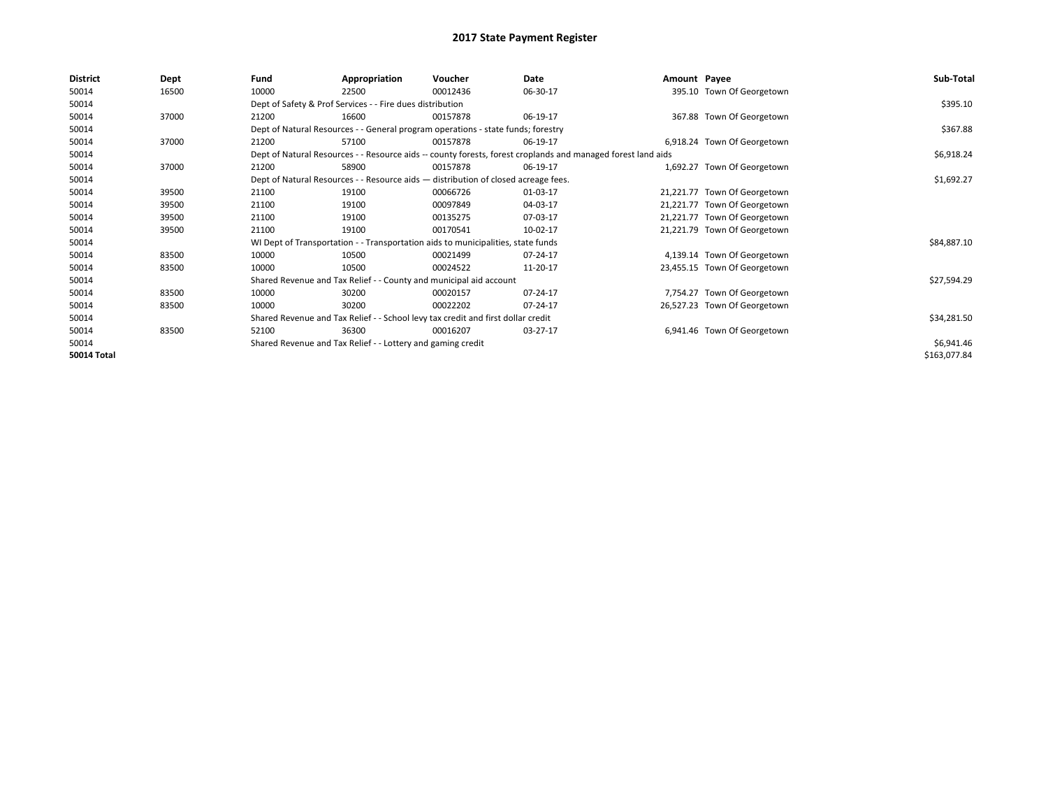# 2017 State Payment Register

| District | Dept | Fund | Appropriation | Voucher | Date | Amount | Payee | Sub-Total |
|---|---|---|---|---|---|---|---|---|
| 50014 | 16500 | 10000 | 22500 | 00012436 | 06-30-17 | 395.10 | Town Of Georgetown | |
| 50014 | | Dept of Safety & Prof Services - - Fire dues distribution | | | | | | $395.10 |
| 50014 | 37000 | 21200 | 16600 | 00157878 | 06-19-17 | 367.88 | Town Of Georgetown | |
| 50014 | | Dept of Natural Resources - - General program operations - state funds; forestry | | | | | | $367.88 |
| 50014 | 37000 | 21200 | 57100 | 00157878 | 06-19-17 | 6,918.24 | Town Of Georgetown | |
| 50014 | | Dept of Natural Resources - - Resource aids -- county forests, forest croplands and managed forest land aids | | | | | | $6,918.24 |
| 50014 | 37000 | 21200 | 58900 | 00157878 | 06-19-17 | 1,692.27 | Town Of Georgetown | |
| 50014 | | Dept of Natural Resources - - Resource aids — distribution of closed acreage fees. | | | | | | $1,692.27 |
| 50014 | 39500 | 21100 | 19100 | 00066726 | 01-03-17 | 21,221.77 | Town Of Georgetown | |
| 50014 | 39500 | 21100 | 19100 | 00097849 | 04-03-17 | 21,221.77 | Town Of Georgetown | |
| 50014 | 39500 | 21100 | 19100 | 00135275 | 07-03-17 | 21,221.77 | Town Of Georgetown | |
| 50014 | 39500 | 21100 | 19100 | 00170541 | 10-02-17 | 21,221.79 | Town Of Georgetown | |
| 50014 | | WI Dept of Transportation - - Transportation aids to municipalities, state funds | | | | | | $84,887.10 |
| 50014 | 83500 | 10000 | 10500 | 00021499 | 07-24-17 | 4,139.14 | Town Of Georgetown | |
| 50014 | 83500 | 10000 | 10500 | 00024522 | 11-20-17 | 23,455.15 | Town Of Georgetown | |
| 50014 | | Shared Revenue and Tax Relief - - County and municipal aid account | | | | | | $27,594.29 |
| 50014 | 83500 | 10000 | 30200 | 00020157 | 07-24-17 | 7,754.27 | Town Of Georgetown | |
| 50014 | 83500 | 10000 | 30200 | 00022202 | 07-24-17 | 26,527.23 | Town Of Georgetown | |
| 50014 | | Shared Revenue and Tax Relief - - School levy tax credit and first dollar credit | | | | | | $34,281.50 |
| 50014 | 83500 | 52100 | 36300 | 00016207 | 03-27-17 | 6,941.46 | Town Of Georgetown | |
| 50014 | | Shared Revenue and Tax Relief - - Lottery and gaming credit | | | | | | $6,941.46 |
| **50014 Total** | | | | | | | | $163,077.84 |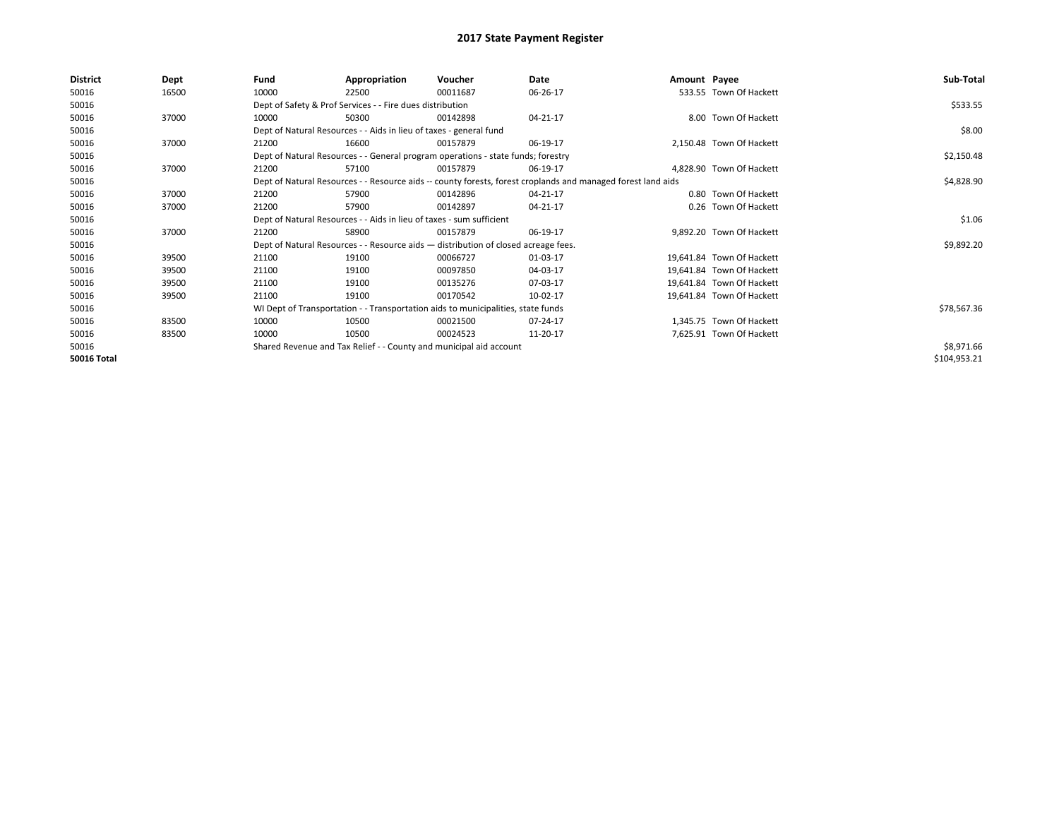# 2017 State Payment Register

| District | Dept | Fund | Appropriation | Voucher | Date | Amount | Payee | Sub-Total |
|---|---|---|---|---|---|---|---|---|
| 50016 | 16500 | 10000 | 22500 | 00011687 | 06-26-17 | 533.55 | Town Of Hackett | |
| 50016 | | Dept of Safety & Prof Services - - Fire dues distribution | | | | | | $533.55 |
| 50016 | 37000 | 10000 | 50300 | 00142898 | 04-21-17 | 8.00 | Town Of Hackett | |
| 50016 | | Dept of Natural Resources - - Aids in lieu of taxes - general fund | | | | | | $8.00 |
| 50016 | 37000 | 21200 | 16600 | 00157879 | 06-19-17 | 2,150.48 | Town Of Hackett | |
| 50016 | | Dept of Natural Resources - - General program operations - state funds; forestry | | | | | | $2,150.48 |
| 50016 | 37000 | 21200 | 57100 | 00157879 | 06-19-17 | 4,828.90 | Town Of Hackett | |
| 50016 | | Dept of Natural Resources - - Resource aids -- county forests, forest croplands and managed forest land aids | | | | | | $4,828.90 |
| 50016 | 37000 | 21200 | 57900 | 00142896 | 04-21-17 | 0.80 | Town Of Hackett | |
| 50016 | 37000 | 21200 | 57900 | 00142897 | 04-21-17 | 0.26 | Town Of Hackett | |
| 50016 | | Dept of Natural Resources - - Aids in lieu of taxes - sum sufficient | | | | | | $1.06 |
| 50016 | 37000 | 21200 | 58900 | 00157879 | 06-19-17 | 9,892.20 | Town Of Hackett | |
| 50016 | | Dept of Natural Resources - - Resource aids — distribution of closed acreage fees. | | | | | | $9,892.20 |
| 50016 | 39500 | 21100 | 19100 | 00066727 | 01-03-17 | 19,641.84 | Town Of Hackett | |
| 50016 | 39500 | 21100 | 19100 | 00097850 | 04-03-17 | 19,641.84 | Town Of Hackett | |
| 50016 | 39500 | 21100 | 19100 | 00135276 | 07-03-17 | 19,641.84 | Town Of Hackett | |
| 50016 | 39500 | 21100 | 19100 | 00170542 | 10-02-17 | 19,641.84 | Town Of Hackett | |
| 50016 | | WI Dept of Transportation - - Transportation aids to municipalities, state funds | | | | | | $78,567.36 |
| 50016 | 83500 | 10000 | 10500 | 00021500 | 07-24-17 | 1,345.75 | Town Of Hackett | |
| 50016 | 83500 | 10000 | 10500 | 00024523 | 11-20-17 | 7,625.91 | Town Of Hackett | |
| 50016 | | Shared Revenue and Tax Relief - - County and municipal aid account | | | | | | $8,971.66 |
| **50016 Total** | | | | | | | | $104,953.21 |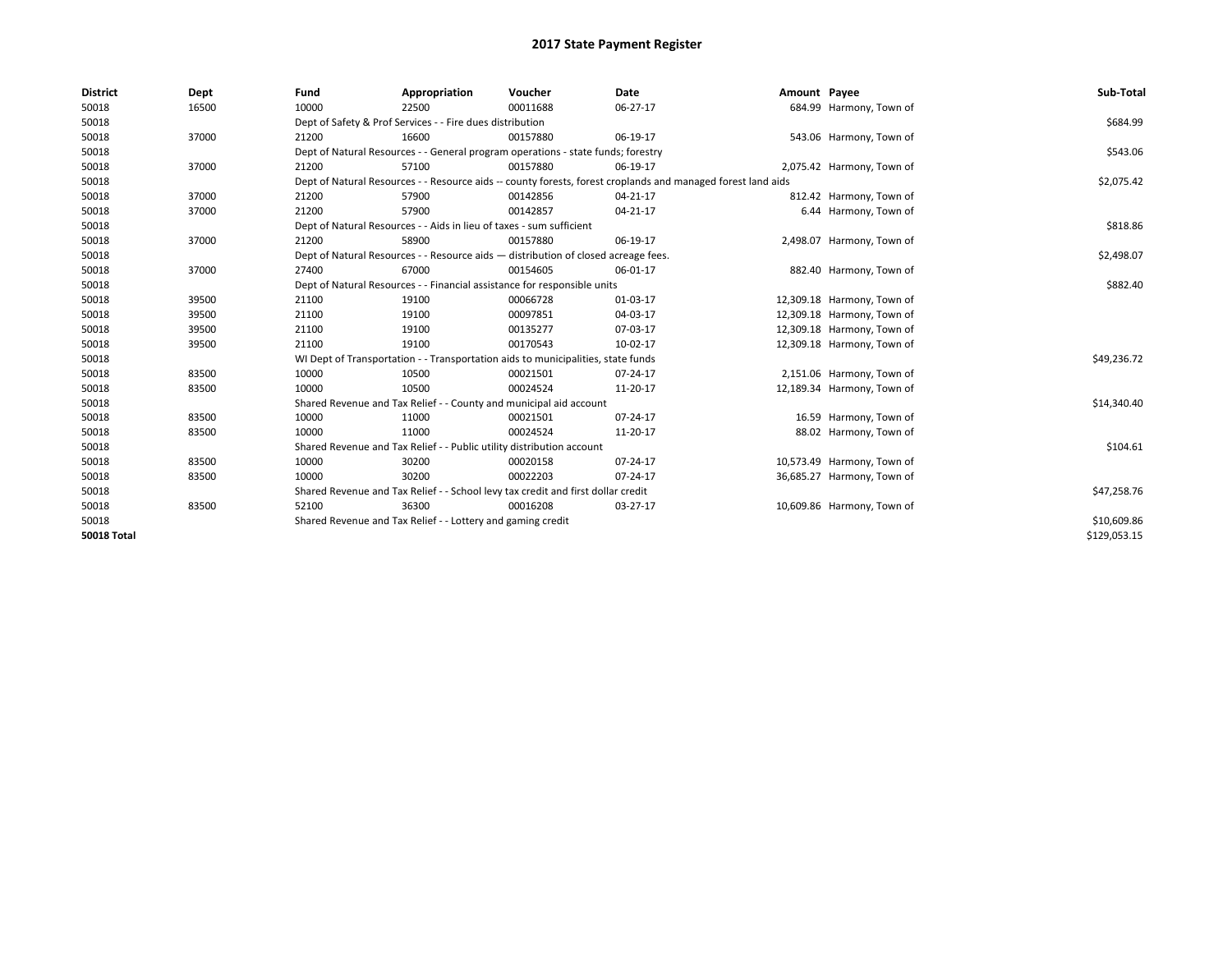# 2017 State Payment Register

| District | Dept | Fund | Appropriation | Voucher | Date | Amount | Payee | Sub-Total |
|---|---|---|---|---|---|---|---|---|
| 50018 | 16500 | 10000 | 22500 | 00011688 | 06-27-17 | 684.99 | Harmony, Town of | |
| 50018 | | Dept of Safety & Prof Services - - Fire dues distribution | | | | | | $684.99 |
| 50018 | 37000 | 21200 | 16600 | 00157880 | 06-19-17 | 543.06 | Harmony, Town of | |
| 50018 | | Dept of Natural Resources - - General program operations - state funds; forestry | | | | | | $543.06 |
| 50018 | 37000 | 21200 | 57100 | 00157880 | 06-19-17 | 2,075.42 | Harmony, Town of | |
| 50018 | | Dept of Natural Resources - - Resource aids -- county forests, forest croplands and managed forest land aids | | | | | | $2,075.42 |
| 50018 | 37000 | 21200 | 57900 | 00142856 | 04-21-17 | 812.42 | Harmony, Town of | |
| 50018 | 37000 | 21200 | 57900 | 00142857 | 04-21-17 | 6.44 | Harmony, Town of | |
| 50018 | | Dept of Natural Resources - - Aids in lieu of taxes - sum sufficient | | | | | | $818.86 |
| 50018 | 37000 | 21200 | 58900 | 00157880 | 06-19-17 | 2,498.07 | Harmony, Town of | |
| 50018 | | Dept of Natural Resources - - Resource aids — distribution of closed acreage fees. | | | | | | $2,498.07 |
| 50018 | 37000 | 27400 | 67000 | 00154605 | 06-01-17 | 882.40 | Harmony, Town of | |
| 50018 | | Dept of Natural Resources - - Financial assistance for responsible units | | | | | | $882.40 |
| 50018 | 39500 | 21100 | 19100 | 00066728 | 01-03-17 | 12,309.18 | Harmony, Town of | |
| 50018 | 39500 | 21100 | 19100 | 00097851 | 04-03-17 | 12,309.18 | Harmony, Town of | |
| 50018 | 39500 | 21100 | 19100 | 00135277 | 07-03-17 | 12,309.18 | Harmony, Town of | |
| 50018 | 39500 | 21100 | 19100 | 00170543 | 10-02-17 | 12,309.18 | Harmony, Town of | |
| 50018 | | WI Dept of Transportation - - Transportation aids to municipalities, state funds | | | | | | $49,236.72 |
| 50018 | 83500 | 10000 | 10500 | 00021501 | 07-24-17 | 2,151.06 | Harmony, Town of | |
| 50018 | 83500 | 10000 | 10500 | 00024524 | 11-20-17 | 12,189.34 | Harmony, Town of | |
| 50018 | | Shared Revenue and Tax Relief - - County and municipal aid account | | | | | | $14,340.40 |
| 50018 | 83500 | 10000 | 11000 | 00021501 | 07-24-17 | 16.59 | Harmony, Town of | |
| 50018 | 83500 | 10000 | 11000 | 00024524 | 11-20-17 | 88.02 | Harmony, Town of | |
| 50018 | | Shared Revenue and Tax Relief - - Public utility distribution account | | | | | | $104.61 |
| 50018 | 83500 | 10000 | 30200 | 00020158 | 07-24-17 | 10,573.49 | Harmony, Town of | |
| 50018 | 83500 | 10000 | 30200 | 00022203 | 07-24-17 | 36,685.27 | Harmony, Town of | |
| 50018 | | Shared Revenue and Tax Relief - - School levy tax credit and first dollar credit | | | | | | $47,258.76 |
| 50018 | 83500 | 52100 | 36300 | 00016208 | 03-27-17 | 10,609.86 | Harmony, Town of | |
| 50018 | | Shared Revenue and Tax Relief - - Lottery and gaming credit | | | | | | $10,609.86 |
| **50018 Total** | | | | | | | | $129,053.15 |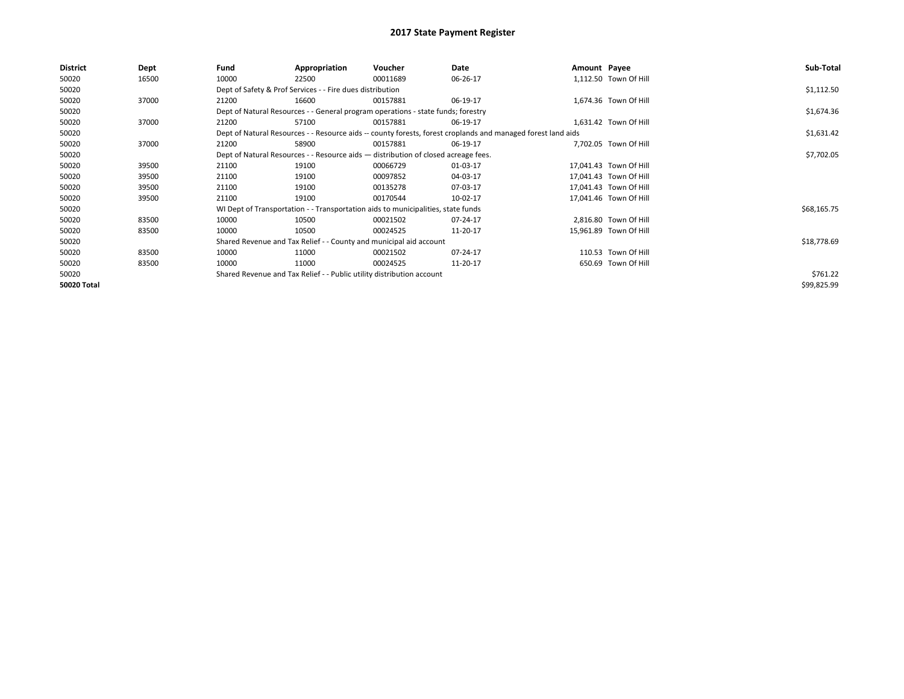# 2017 State Payment Register

| District | Dept | Fund | Appropriation | Voucher | Date | Amount | Payee | Sub-Total |
|---|---|---|---|---|---|---|---|---|
| 50020 | 16500 | 10000 | 22500 | 00011689 | 06-26-17 | 1,112.50 | Town Of Hill | |
| 50020 | | Dept of Safety & Prof Services - - Fire dues distribution | | | | | | $1,112.50 |
| 50020 | 37000 | 21200 | 16600 | 00157881 | 06-19-17 | 1,674.36 | Town Of Hill | |
| 50020 | | Dept of Natural Resources - - General program operations - state funds; forestry | | | | | | $1,674.36 |
| 50020 | 37000 | 21200 | 57100 | 00157881 | 06-19-17 | 1,631.42 | Town Of Hill | |
| 50020 | | Dept of Natural Resources - - Resource aids -- county forests, forest croplands and managed forest land aids | | | | | | $1,631.42 |
| 50020 | 37000 | 21200 | 58900 | 00157881 | 06-19-17 | 7,702.05 | Town Of Hill | |
| 50020 | | Dept of Natural Resources - - Resource aids — distribution of closed acreage fees. | | | | | | $7,702.05 |
| 50020 | 39500 | 21100 | 19100 | 00066729 | 01-03-17 | 17,041.43 | Town Of Hill | |
| 50020 | 39500 | 21100 | 19100 | 00097852 | 04-03-17 | 17,041.43 | Town Of Hill | |
| 50020 | 39500 | 21100 | 19100 | 00135278 | 07-03-17 | 17,041.43 | Town Of Hill | |
| 50020 | 39500 | 21100 | 19100 | 00170544 | 10-02-17 | 17,041.46 | Town Of Hill | |
| 50020 | | WI Dept of Transportation - - Transportation aids to municipalities, state funds | | | | | | $68,165.75 |
| 50020 | 83500 | 10000 | 10500 | 00021502 | 07-24-17 | 2,816.80 | Town Of Hill | |
| 50020 | 83500 | 10000 | 10500 | 00024525 | 11-20-17 | 15,961.89 | Town Of Hill | |
| 50020 | | Shared Revenue and Tax Relief - - County and municipal aid account | | | | | | $18,778.69 |
| 50020 | 83500 | 10000 | 11000 | 00021502 | 07-24-17 | 110.53 | Town Of Hill | |
| 50020 | 83500 | 10000 | 11000 | 00024525 | 11-20-17 | 650.69 | Town Of Hill | |
| 50020 | | Shared Revenue and Tax Relief - - Public utility distribution account | | | | | | $761.22 |
| **50020 Total** | | | | | | | | $99,825.99 |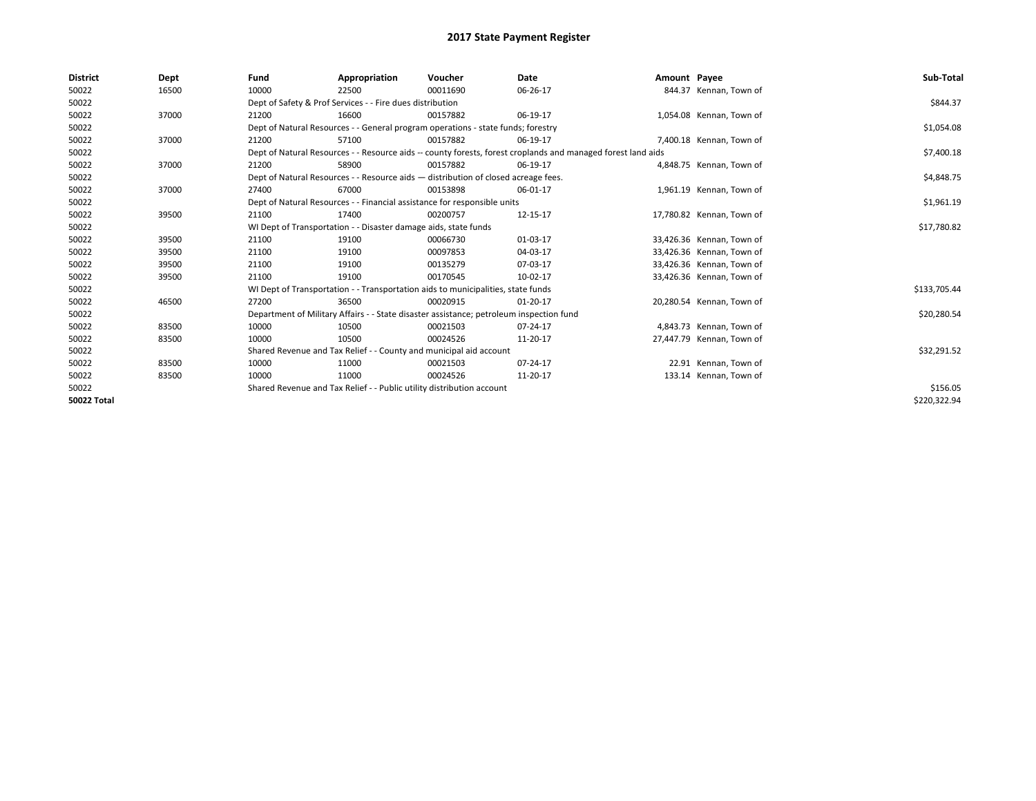# 2017 State Payment Register

| District | Dept | Fund | Appropriation | Voucher | Date | Amount | Payee | Sub-Total |
|---|---|---|---|---|---|---|---|---|
| 50022 | 16500 | 10000 | 22500 | 00011690 | 06-26-17 | 844.37 | Kennan, Town of | |
| 50022 | | Dept of Safety & Prof Services - - Fire dues distribution | | | | | | $844.37 |
| 50022 | 37000 | 21200 | 16600 | 00157882 | 06-19-17 | 1,054.08 | Kennan, Town of | |
| 50022 | | Dept of Natural Resources - - General program operations - state funds; forestry | | | | | | $1,054.08 |
| 50022 | 37000 | 21200 | 57100 | 00157882 | 06-19-17 | 7,400.18 | Kennan, Town of | |
| 50022 | | Dept of Natural Resources - - Resource aids -- county forests, forest croplands and managed forest land aids | | | | | | $7,400.18 |
| 50022 | 37000 | 21200 | 58900 | 00157882 | 06-19-17 | 4,848.75 | Kennan, Town of | |
| 50022 | | Dept of Natural Resources - - Resource aids — distribution of closed acreage fees. | | | | | | $4,848.75 |
| 50022 | 37000 | 27400 | 67000 | 00153898 | 06-01-17 | 1,961.19 | Kennan, Town of | |
| 50022 | | Dept of Natural Resources - - Financial assistance for responsible units | | | | | | $1,961.19 |
| 50022 | 39500 | 21100 | 17400 | 00200757 | 12-15-17 | 17,780.82 | Kennan, Town of | |
| 50022 | | WI Dept of Transportation - - Disaster damage aids, state funds | | | | | | $17,780.82 |
| 50022 | 39500 | 21100 | 19100 | 00066730 | 01-03-17 | 33,426.36 | Kennan, Town of | |
| 50022 | 39500 | 21100 | 19100 | 00097853 | 04-03-17 | 33,426.36 | Kennan, Town of | |
| 50022 | 39500 | 21100 | 19100 | 00135279 | 07-03-17 | 33,426.36 | Kennan, Town of | |
| 50022 | 39500 | 21100 | 19100 | 00170545 | 10-02-17 | 33,426.36 | Kennan, Town of | |
| 50022 | | WI Dept of Transportation - - Transportation aids to municipalities, state funds | | | | | | $133,705.44 |
| 50022 | 46500 | 27200 | 36500 | 00020915 | 01-20-17 | 20,280.54 | Kennan, Town of | |
| 50022 | | Department of Military Affairs - - State disaster assistance; petroleum inspection fund | | | | | | $20,280.54 |
| 50022 | 83500 | 10000 | 10500 | 00021503 | 07-24-17 | 4,843.73 | Kennan, Town of | |
| 50022 | 83500 | 10000 | 10500 | 00024526 | 11-20-17 | 27,447.79 | Kennan, Town of | |
| 50022 | | Shared Revenue and Tax Relief - - County and municipal aid account | | | | | | $32,291.52 |
| 50022 | 83500 | 10000 | 11000 | 00021503 | 07-24-17 | 22.91 | Kennan, Town of | |
| 50022 | 83500 | 10000 | 11000 | 00024526 | 11-20-17 | 133.14 | Kennan, Town of | |
| 50022 | | Shared Revenue and Tax Relief - - Public utility distribution account | | | | | | $156.05 |
| **50022 Total** | | | | | | | | $220,322.94 |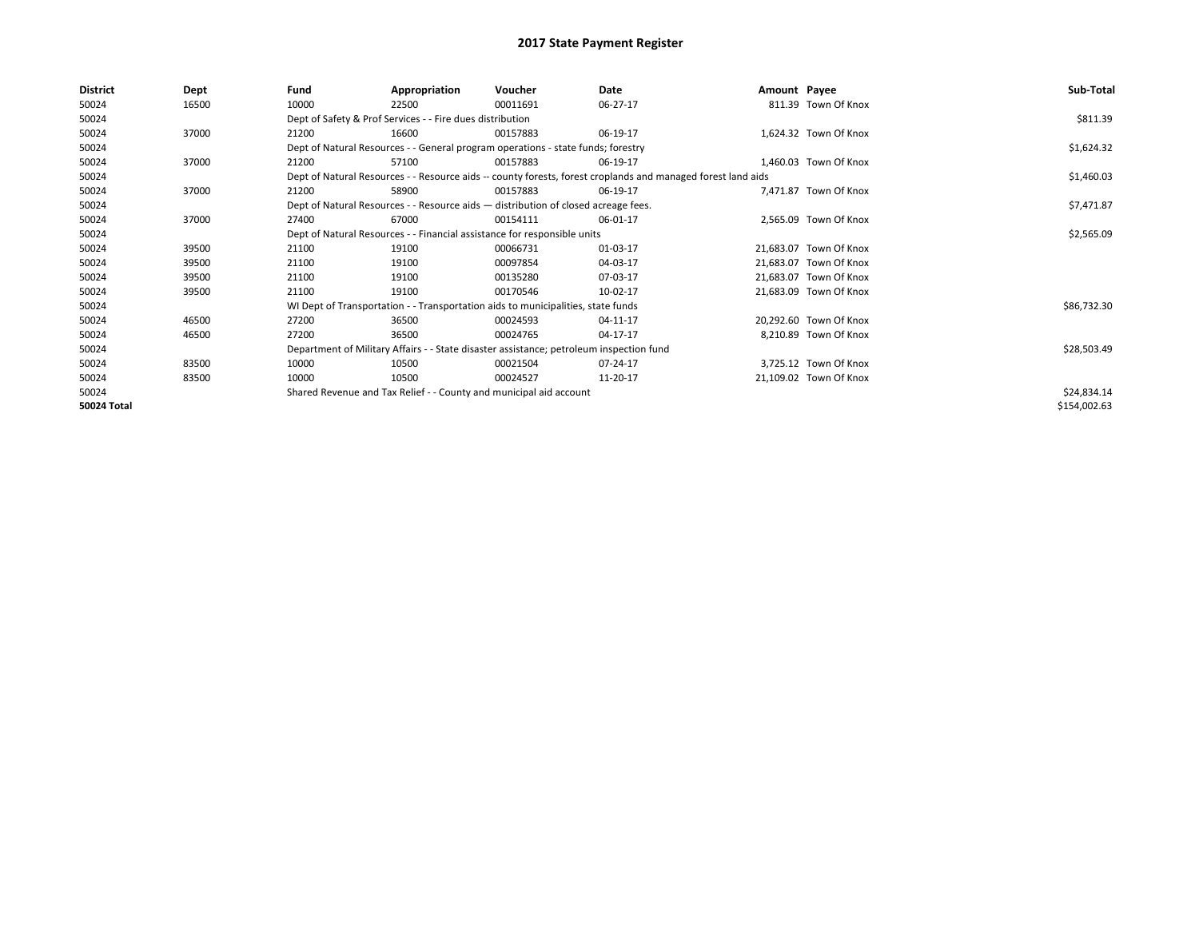# 2017 State Payment Register

| District | Dept | Fund | Appropriation | Voucher | Date | Amount | Payee | Sub-Total |
|---|---|---|---|---|---|---|---|---|
| 50024 | 16500 | 10000 | 22500 | 00011691 | 06-27-17 | 811.39 | Town Of Knox | |
| 50024 | | Dept of Safety & Prof Services - - Fire dues distribution | | | | | | $811.39 |
| 50024 | 37000 | 21200 | 16600 | 00157883 | 06-19-17 | 1,624.32 | Town Of Knox | |
| 50024 | | Dept of Natural Resources - - General program operations - state funds; forestry | | | | | | $1,624.32 |
| 50024 | 37000 | 21200 | 57100 | 00157883 | 06-19-17 | 1,460.03 | Town Of Knox | |
| 50024 | | Dept of Natural Resources - - Resource aids -- county forests, forest croplands and managed forest land aids | | | | | | $1,460.03 |
| 50024 | 37000 | 21200 | 58900 | 00157883 | 06-19-17 | 7,471.87 | Town Of Knox | |
| 50024 | | Dept of Natural Resources - - Resource aids — distribution of closed acreage fees. | | | | | | $7,471.87 |
| 50024 | 37000 | 27400 | 67000 | 00154111 | 06-01-17 | 2,565.09 | Town Of Knox | |
| 50024 | | Dept of Natural Resources - - Financial assistance for responsible units | | | | | | $2,565.09 |
| 50024 | 39500 | 21100 | 19100 | 00066731 | 01-03-17 | 21,683.07 | Town Of Knox | |
| 50024 | 39500 | 21100 | 19100 | 00097854 | 04-03-17 | 21,683.07 | Town Of Knox | |
| 50024 | 39500 | 21100 | 19100 | 00135280 | 07-03-17 | 21,683.07 | Town Of Knox | |
| 50024 | 39500 | 21100 | 19100 | 00170546 | 10-02-17 | 21,683.09 | Town Of Knox | |
| 50024 | | WI Dept of Transportation - - Transportation aids to municipalities, state funds | | | | | | $86,732.30 |
| 50024 | 46500 | 27200 | 36500 | 00024593 | 04-11-17 | 20,292.60 | Town Of Knox | |
| 50024 | 46500 | 27200 | 36500 | 00024765 | 04-17-17 | 8,210.89 | Town Of Knox | |
| 50024 | | Department of Military Affairs - - State disaster assistance; petroleum inspection fund | | | | | | $28,503.49 |
| 50024 | 83500 | 10000 | 10500 | 00021504 | 07-24-17 | 3,725.12 | Town Of Knox | |
| 50024 | 83500 | 10000 | 10500 | 00024527 | 11-20-17 | 21,109.02 | Town Of Knox | |
| 50024 | | Shared Revenue and Tax Relief - - County and municipal aid account | | | | | | $24,834.14 |
| **50024 Total** | | | | | | | | $154,002.63 |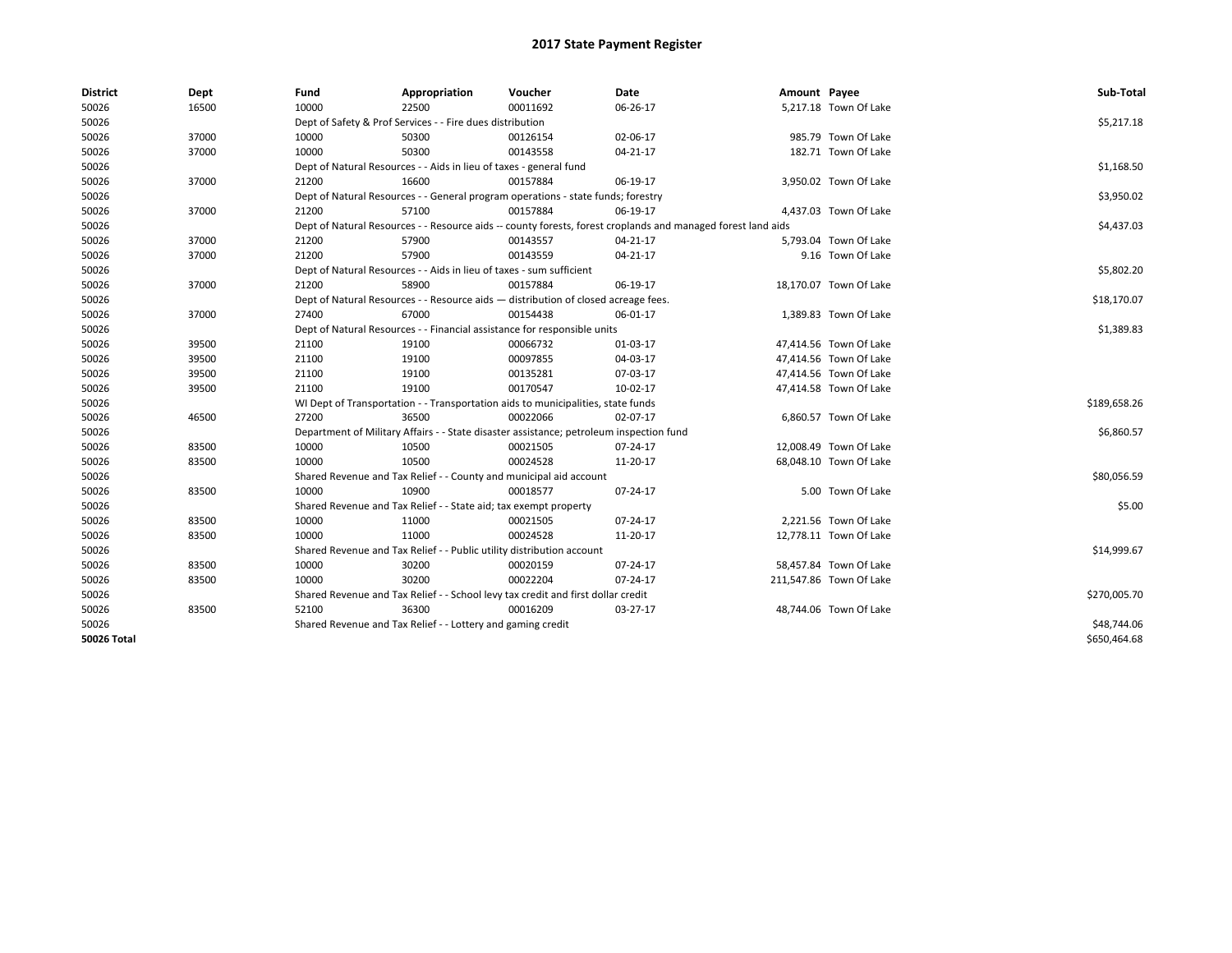# 2017 State Payment Register

| District | Dept | Fund | Appropriation | Voucher | Date | Amount | Payee | Sub-Total |
|---|---|---|---|---|---|---|---|---|
| 50026 | 16500 | 10000 | 22500 | 00011692 | 06-26-17 | 5,217.18 | Town Of Lake | |
| 50026 | | Dept of Safety & Prof Services - - Fire dues distribution | | | | | | $5,217.18 |
| 50026 | 37000 | 10000 | 50300 | 00126154 | 02-06-17 | 985.79 | Town Of Lake | |
| 50026 | 37000 | 10000 | 50300 | 00143558 | 04-21-17 | 182.71 | Town Of Lake | |
| 50026 | | Dept of Natural Resources - - Aids in lieu of taxes - general fund | | | | | | $1,168.50 |
| 50026 | 37000 | 21200 | 16600 | 00157884 | 06-19-17 | 3,950.02 | Town Of Lake | |
| 50026 | | Dept of Natural Resources - - General program operations - state funds; forestry | | | | | | $3,950.02 |
| 50026 | 37000 | 21200 | 57100 | 00157884 | 06-19-17 | 4,437.03 | Town Of Lake | |
| 50026 | | Dept of Natural Resources - - Resource aids -- county forests, forest croplands and managed forest land aids | | | | | | $4,437.03 |
| 50026 | 37000 | 21200 | 57900 | 00143557 | 04-21-17 | 5,793.04 | Town Of Lake | |
| 50026 | 37000 | 21200 | 57900 | 00143559 | 04-21-17 | 9.16 | Town Of Lake | |
| 50026 | | Dept of Natural Resources - - Aids in lieu of taxes - sum sufficient | | | | | | $5,802.20 |
| 50026 | 37000 | 21200 | 58900 | 00157884 | 06-19-17 | 18,170.07 | Town Of Lake | |
| 50026 | | Dept of Natural Resources - - Resource aids — distribution of closed acreage fees. | | | | | | $18,170.07 |
| 50026 | 37000 | 27400 | 67000 | 00154438 | 06-01-17 | 1,389.83 | Town Of Lake | |
| 50026 | | Dept of Natural Resources - - Financial assistance for responsible units | | | | | | $1,389.83 |
| 50026 | 39500 | 21100 | 19100 | 00066732 | 01-03-17 | 47,414.56 | Town Of Lake | |
| 50026 | 39500 | 21100 | 19100 | 00097855 | 04-03-17 | 47,414.56 | Town Of Lake | |
| 50026 | 39500 | 21100 | 19100 | 00135281 | 07-03-17 | 47,414.56 | Town Of Lake | |
| 50026 | 39500 | 21100 | 19100 | 00170547 | 10-02-17 | 47,414.58 | Town Of Lake | |
| 50026 | | WI Dept of Transportation - - Transportation aids to municipalities, state funds | | | | | | $189,658.26 |
| 50026 | 46500 | 27200 | 36500 | 00022066 | 02-07-17 | 6,860.57 | Town Of Lake | |
| 50026 | | Department of Military Affairs - - State disaster assistance; petroleum inspection fund | | | | | | $6,860.57 |
| 50026 | 83500 | 10000 | 10500 | 00021505 | 07-24-17 | 12,008.49 | Town Of Lake | |
| 50026 | 83500 | 10000 | 10500 | 00024528 | 11-20-17 | 68,048.10 | Town Of Lake | |
| 50026 | | Shared Revenue and Tax Relief - - County and municipal aid account | | | | | | $80,056.59 |
| 50026 | 83500 | 10000 | 10900 | 00018577 | 07-24-17 | 5.00 | Town Of Lake | |
| 50026 | | Shared Revenue and Tax Relief - - State aid; tax exempt property | | | | | | $5.00 |
| 50026 | 83500 | 10000 | 11000 | 00021505 | 07-24-17 | 2,221.56 | Town Of Lake | |
| 50026 | 83500 | 10000 | 11000 | 00024528 | 11-20-17 | 12,778.11 | Town Of Lake | |
| 50026 | | Shared Revenue and Tax Relief - - Public utility distribution account | | | | | | $14,999.67 |
| 50026 | 83500 | 10000 | 30200 | 00020159 | 07-24-17 | 58,457.84 | Town Of Lake | |
| 50026 | 83500 | 10000 | 30200 | 00022204 | 07-24-17 | 211,547.86 | Town Of Lake | |
| 50026 | | Shared Revenue and Tax Relief - - School levy tax credit and first dollar credit | | | | | | $270,005.70 |
| 50026 | 83500 | 52100 | 36300 | 00016209 | 03-27-17 | 48,744.06 | Town Of Lake | |
| 50026 | | Shared Revenue and Tax Relief - - Lottery and gaming credit | | | | | | $48,744.06 |
| **50026 Total** | | | | | | | | $650,464.68 |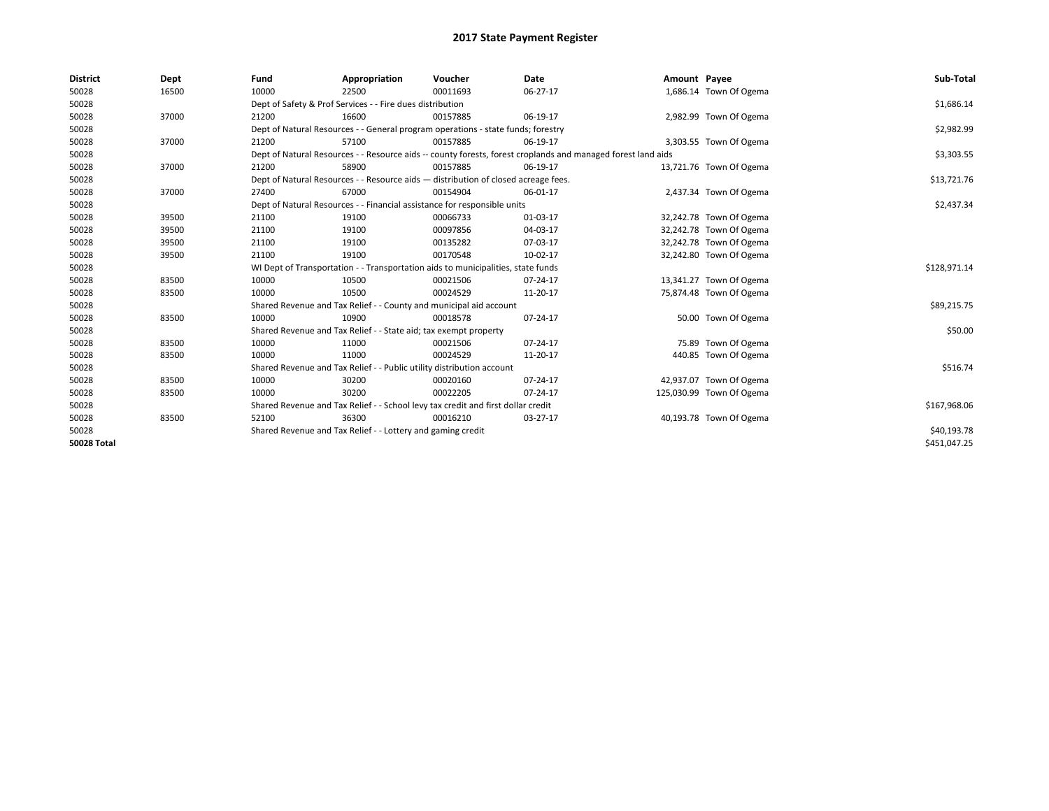# 2017 State Payment Register

| District | Dept | Fund | Appropriation | Voucher | Date | Amount | Payee | Sub-Total |
|---|---|---|---|---|---|---|---|---|
| 50028 | 16500 | 10000 | 22500 | 00011693 | 06-27-17 | 1,686.14 | Town Of Ogema | |
| 50028 | | Dept of Safety & Prof Services - - Fire dues distribution | | | | | | $1,686.14 |
| 50028 | 37000 | 21200 | 16600 | 00157885 | 06-19-17 | 2,982.99 | Town Of Ogema | |
| 50028 | | Dept of Natural Resources - - General program operations - state funds; forestry | | | | | | $2,982.99 |
| 50028 | 37000 | 21200 | 57100 | 00157885 | 06-19-17 | 3,303.55 | Town Of Ogema | |
| 50028 | | Dept of Natural Resources - - Resource aids -- county forests, forest croplands and managed forest land aids | | | | | | $3,303.55 |
| 50028 | 37000 | 21200 | 58900 | 00157885 | 06-19-17 | 13,721.76 | Town Of Ogema | |
| 50028 | | Dept of Natural Resources - - Resource aids — distribution of closed acreage fees. | | | | | | $13,721.76 |
| 50028 | 37000 | 27400 | 67000 | 00154904 | 06-01-17 | 2,437.34 | Town Of Ogema | |
| 50028 | | Dept of Natural Resources - - Financial assistance for responsible units | | | | | | $2,437.34 |
| 50028 | 39500 | 21100 | 19100 | 00066733 | 01-03-17 | 32,242.78 | Town Of Ogema | |
| 50028 | 39500 | 21100 | 19100 | 00097856 | 04-03-17 | 32,242.78 | Town Of Ogema | |
| 50028 | 39500 | 21100 | 19100 | 00135282 | 07-03-17 | 32,242.78 | Town Of Ogema | |
| 50028 | 39500 | 21100 | 19100 | 00170548 | 10-02-17 | 32,242.80 | Town Of Ogema | |
| 50028 | | WI Dept of Transportation - - Transportation aids to municipalities, state funds | | | | | | $128,971.14 |
| 50028 | 83500 | 10000 | 10500 | 00021506 | 07-24-17 | 13,341.27 | Town Of Ogema | |
| 50028 | 83500 | 10000 | 10500 | 00024529 | 11-20-17 | 75,874.48 | Town Of Ogema | |
| 50028 | | Shared Revenue and Tax Relief - - County and municipal aid account | | | | | | $89,215.75 |
| 50028 | 83500 | 10000 | 10900 | 00018578 | 07-24-17 | 50.00 | Town Of Ogema | |
| 50028 | | Shared Revenue and Tax Relief - - State aid; tax exempt property | | | | | | $50.00 |
| 50028 | 83500 | 10000 | 11000 | 00021506 | 07-24-17 | 75.89 | Town Of Ogema | |
| 50028 | 83500 | 10000 | 11000 | 00024529 | 11-20-17 | 440.85 | Town Of Ogema | |
| 50028 | | Shared Revenue and Tax Relief - - Public utility distribution account | | | | | | $516.74 |
| 50028 | 83500 | 10000 | 30200 | 00020160 | 07-24-17 | 42,937.07 | Town Of Ogema | |
| 50028 | 83500 | 10000 | 30200 | 00022205 | 07-24-17 | 125,030.99 | Town Of Ogema | |
| 50028 | | Shared Revenue and Tax Relief - - School levy tax credit and first dollar credit | | | | | | $167,968.06 |
| 50028 | 83500 | 52100 | 36300 | 00016210 | 03-27-17 | 40,193.78 | Town Of Ogema | |
| 50028 | | Shared Revenue and Tax Relief - - Lottery and gaming credit | | | | | | $40,193.78 |
| **50028 Total** | | | | | | | | $451,047.25 |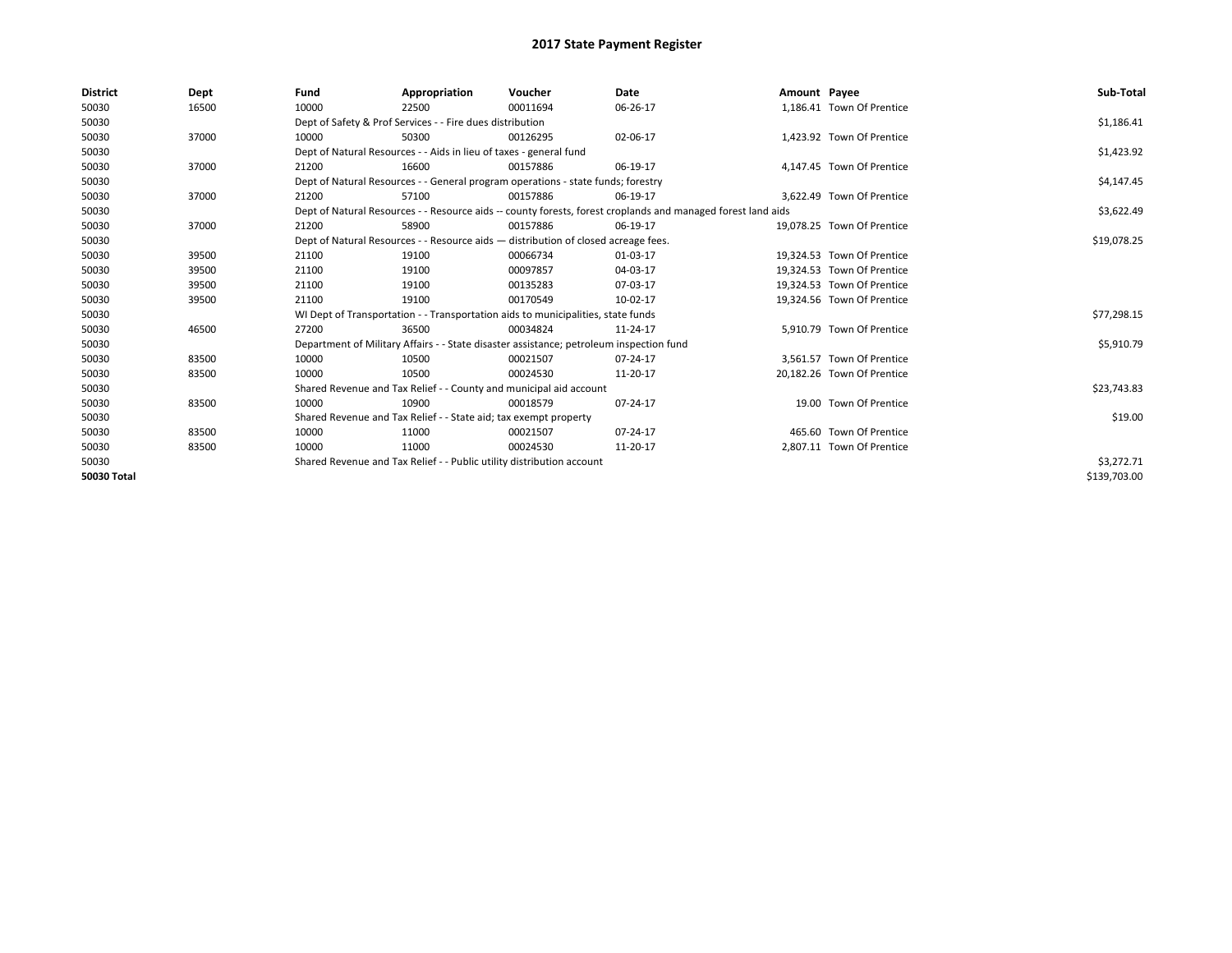# 2017 State Payment Register

| District | Dept | Fund | Appropriation | Voucher | Date | Amount | Payee | Sub-Total |
|---|---|---|---|---|---|---|---|---|
| 50030 | 16500 | 10000 | 22500 | 00011694 | 06-26-17 | 1,186.41 | Town Of Prentice | |
| 50030 | | Dept of Safety & Prof Services - - Fire dues distribution | | | | | | $1,186.41 |
| 50030 | 37000 | 10000 | 50300 | 00126295 | 02-06-17 | 1,423.92 | Town Of Prentice | |
| 50030 | | Dept of Natural Resources - - Aids in lieu of taxes - general fund | | | | | | $1,423.92 |
| 50030 | 37000 | 21200 | 16600 | 00157886 | 06-19-17 | 4,147.45 | Town Of Prentice | |
| 50030 | | Dept of Natural Resources - - General program operations - state funds; forestry | | | | | | $4,147.45 |
| 50030 | 37000 | 21200 | 57100 | 00157886 | 06-19-17 | 3,622.49 | Town Of Prentice | |
| 50030 | | Dept of Natural Resources - - Resource aids -- county forests, forest croplands and managed forest land aids | | | | | | $3,622.49 |
| 50030 | 37000 | 21200 | 58900 | 00157886 | 06-19-17 | 19,078.25 | Town Of Prentice | |
| 50030 | | Dept of Natural Resources - - Resource aids — distribution of closed acreage fees. | | | | | | $19,078.25 |
| 50030 | 39500 | 21100 | 19100 | 00066734 | 01-03-17 | 19,324.53 | Town Of Prentice | |
| 50030 | 39500 | 21100 | 19100 | 00097857 | 04-03-17 | 19,324.53 | Town Of Prentice | |
| 50030 | 39500 | 21100 | 19100 | 00135283 | 07-03-17 | 19,324.53 | Town Of Prentice | |
| 50030 | 39500 | 21100 | 19100 | 00170549 | 10-02-17 | 19,324.56 | Town Of Prentice | |
| 50030 | | WI Dept of Transportation - - Transportation aids to municipalities, state funds | | | | | | $77,298.15 |
| 50030 | 46500 | 27200 | 36500 | 00034824 | 11-24-17 | 5,910.79 | Town Of Prentice | |
| 50030 | | Department of Military Affairs - - State disaster assistance; petroleum inspection fund | | | | | | $5,910.79 |
| 50030 | 83500 | 10000 | 10500 | 00021507 | 07-24-17 | 3,561.57 | Town Of Prentice | |
| 50030 | 83500 | 10000 | 10500 | 00024530 | 11-20-17 | 20,182.26 | Town Of Prentice | |
| 50030 | | Shared Revenue and Tax Relief - - County and municipal aid account | | | | | | $23,743.83 |
| 50030 | 83500 | 10000 | 10900 | 00018579 | 07-24-17 | 19.00 | Town Of Prentice | |
| 50030 | | Shared Revenue and Tax Relief - - State aid; tax exempt property | | | | | | $19.00 |
| 50030 | 83500 | 10000 | 11000 | 00021507 | 07-24-17 | 465.60 | Town Of Prentice | |
| 50030 | 83500 | 10000 | 11000 | 00024530 | 11-20-17 | 2,807.11 | Town Of Prentice | |
| 50030 | | Shared Revenue and Tax Relief - - Public utility distribution account | | | | | | $3,272.71 |
| **50030 Total** | | | | | | | | $139,703.00 |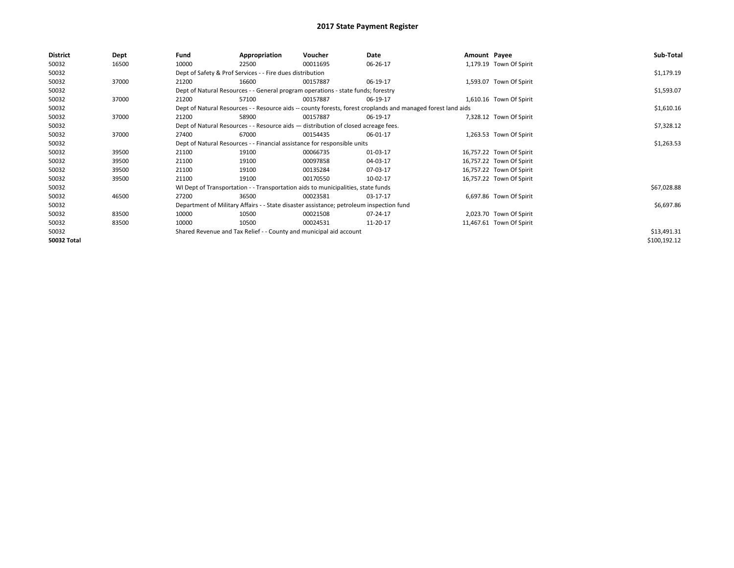# 2017 State Payment Register

| District | Dept | Fund | Appropriation | Voucher | Date | Amount | Payee | Sub-Total |
|---|---|---|---|---|---|---|---|---|
| 50032 | 16500 | 10000 | 22500 | 00011695 | 06-26-17 | 1,179.19 | Town Of Spirit | |
| 50032 | | Dept of Safety & Prof Services - - Fire dues distribution | | | | | | $1,179.19 |
| 50032 | 37000 | 21200 | 16600 | 00157887 | 06-19-17 | 1,593.07 | Town Of Spirit | |
| 50032 | | Dept of Natural Resources - - General program operations - state funds; forestry | | | | | | $1,593.07 |
| 50032 | 37000 | 21200 | 57100 | 00157887 | 06-19-17 | 1,610.16 | Town Of Spirit | |
| 50032 | | Dept of Natural Resources - - Resource aids -- county forests, forest croplands and managed forest land aids | | | | | | $1,610.16 |
| 50032 | 37000 | 21200 | 58900 | 00157887 | 06-19-17 | 7,328.12 | Town Of Spirit | |
| 50032 | | Dept of Natural Resources - - Resource aids — distribution of closed acreage fees. | | | | | | $7,328.12 |
| 50032 | 37000 | 27400 | 67000 | 00154435 | 06-01-17 | 1,263.53 | Town Of Spirit | |
| 50032 | | Dept of Natural Resources - - Financial assistance for responsible units | | | | | | $1,263.53 |
| 50032 | 39500 | 21100 | 19100 | 00066735 | 01-03-17 | 16,757.22 | Town Of Spirit | |
| 50032 | 39500 | 21100 | 19100 | 00097858 | 04-03-17 | 16,757.22 | Town Of Spirit | |
| 50032 | 39500 | 21100 | 19100 | 00135284 | 07-03-17 | 16,757.22 | Town Of Spirit | |
| 50032 | 39500 | 21100 | 19100 | 00170550 | 10-02-17 | 16,757.22 | Town Of Spirit | |
| 50032 | | WI Dept of Transportation - - Transportation aids to municipalities, state funds | | | | | | $67,028.88 |
| 50032 | 46500 | 27200 | 36500 | 00023581 | 03-17-17 | 6,697.86 | Town Of Spirit | |
| 50032 | | Department of Military Affairs - - State disaster assistance; petroleum inspection fund | | | | | | $6,697.86 |
| 50032 | 83500 | 10000 | 10500 | 00021508 | 07-24-17 | 2,023.70 | Town Of Spirit | |
| 50032 | 83500 | 10000 | 10500 | 00024531 | 11-20-17 | 11,467.61 | Town Of Spirit | |
| 50032 | | Shared Revenue and Tax Relief - - County and municipal aid account | | | | | | $13,491.31 |
| **50032 Total** | | | | | | | | $100,192.12 |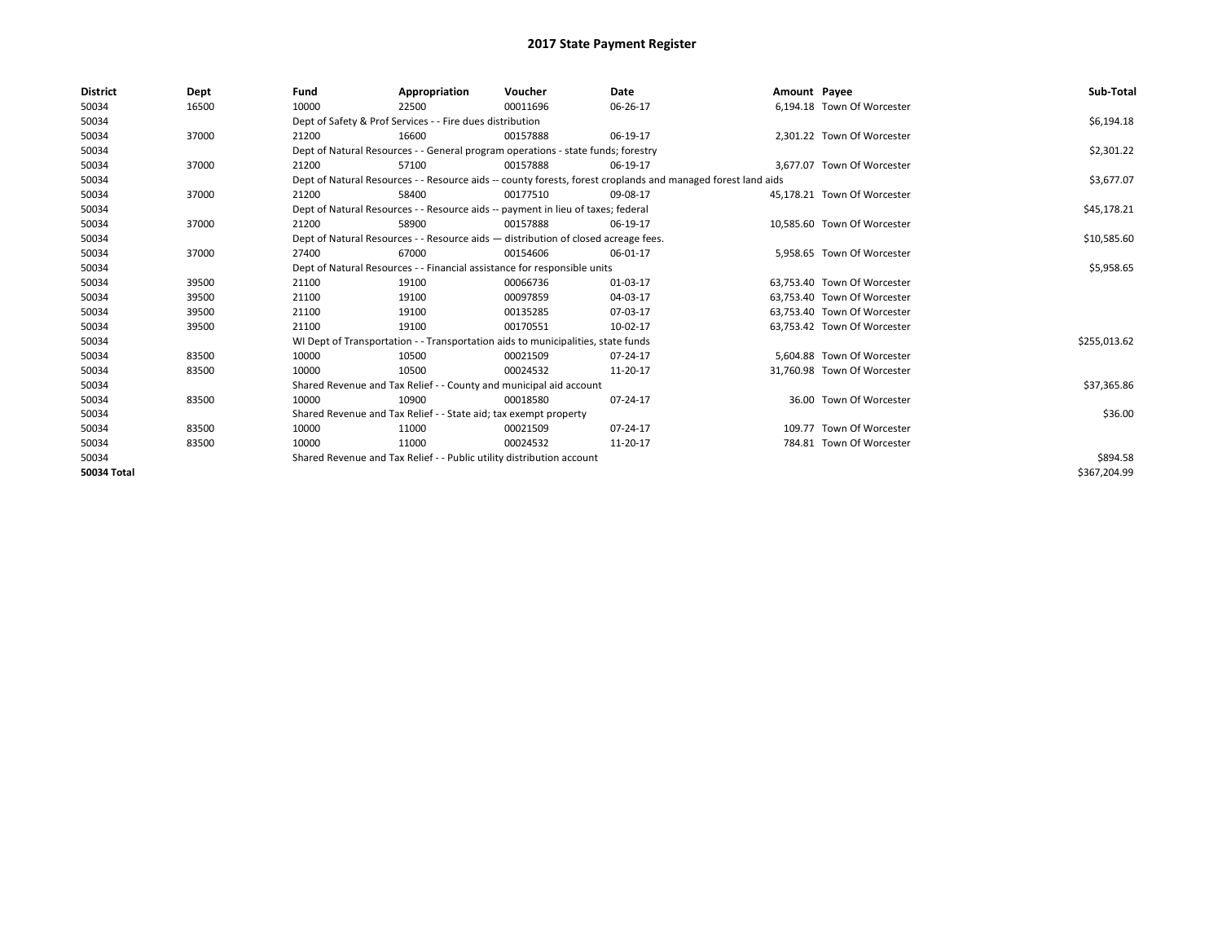# 2017 State Payment Register

| District | Dept | Fund | Appropriation | Voucher | Date | Amount | Payee | Sub-Total |
|---|---|---|---|---|---|---|---|---|
| 50034 | 16500 | 10000 | 22500 | 00011696 | 06-26-17 | 6,194.18 | Town Of Worcester | |
| 50034 | | Dept of Safety & Prof Services - - Fire dues distribution | | | | | | $6,194.18 |
| 50034 | 37000 | 21200 | 16600 | 00157888 | 06-19-17 | 2,301.22 | Town Of Worcester | |
| 50034 | | Dept of Natural Resources - - General program operations - state funds; forestry | | | | | | $2,301.22 |
| 50034 | 37000 | 21200 | 57100 | 00157888 | 06-19-17 | 3,677.07 | Town Of Worcester | |
| 50034 | | Dept of Natural Resources - - Resource aids -- county forests, forest croplands and managed forest land aids | | | | | | $3,677.07 |
| 50034 | 37000 | 21200 | 58400 | 00177510 | 09-08-17 | 45,178.21 | Town Of Worcester | |
| 50034 | | Dept of Natural Resources - - Resource aids -- payment in lieu of taxes; federal | | | | | | $45,178.21 |
| 50034 | 37000 | 21200 | 58900 | 00157888 | 06-19-17 | 10,585.60 | Town Of Worcester | |
| 50034 | | Dept of Natural Resources - - Resource aids — distribution of closed acreage fees. | | | | | | $10,585.60 |
| 50034 | 37000 | 27400 | 67000 | 00154606 | 06-01-17 | 5,958.65 | Town Of Worcester | |
| 50034 | | Dept of Natural Resources - - Financial assistance for responsible units | | | | | | $5,958.65 |
| 50034 | 39500 | 21100 | 19100 | 00066736 | 01-03-17 | 63,753.40 | Town Of Worcester | |
| 50034 | 39500 | 21100 | 19100 | 00097859 | 04-03-17 | 63,753.40 | Town Of Worcester | |
| 50034 | 39500 | 21100 | 19100 | 00135285 | 07-03-17 | 63,753.40 | Town Of Worcester | |
| 50034 | 39500 | 21100 | 19100 | 00170551 | 10-02-17 | 63,753.42 | Town Of Worcester | |
| 50034 | | WI Dept of Transportation - - Transportation aids to municipalities, state funds | | | | | | $255,013.62 |
| 50034 | 83500 | 10000 | 10500 | 00021509 | 07-24-17 | 5,604.88 | Town Of Worcester | |
| 50034 | 83500 | 10000 | 10500 | 00024532 | 11-20-17 | 31,760.98 | Town Of Worcester | |
| 50034 | | Shared Revenue and Tax Relief - - County and municipal aid account | | | | | | $37,365.86 |
| 50034 | 83500 | 10000 | 10900 | 00018580 | 07-24-17 | 36.00 | Town Of Worcester | |
| 50034 | | Shared Revenue and Tax Relief - - State aid; tax exempt property | | | | | | $36.00 |
| 50034 | 83500 | 10000 | 11000 | 00021509 | 07-24-17 | 109.77 | Town Of Worcester | |
| 50034 | 83500 | 10000 | 11000 | 00024532 | 11-20-17 | 784.81 | Town Of Worcester | |
| 50034 | | Shared Revenue and Tax Relief - - Public utility distribution account | | | | | | $894.58 |
| **50034 Total** | | | | | | | | $367,204.99 |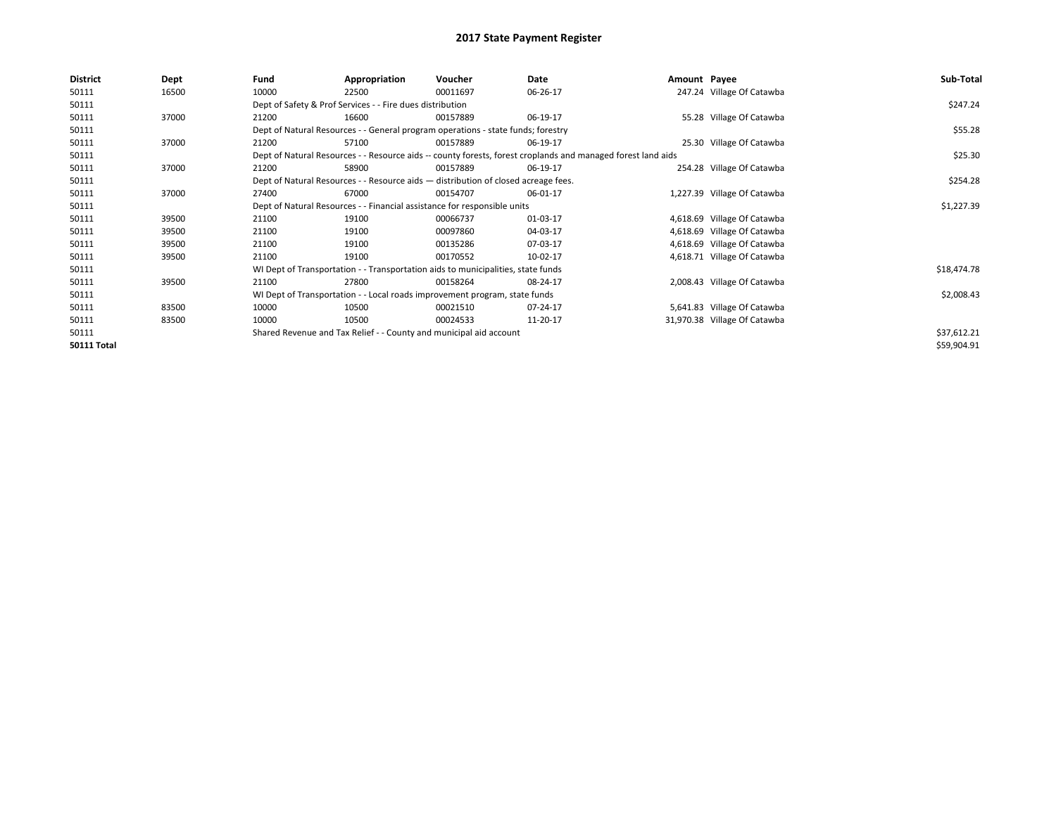# 2017 State Payment Register

| District | Dept | Fund | Appropriation | Voucher | Date | Amount | Payee | Sub-Total |
|---|---|---|---|---|---|---|---|---|
| 50111 | 16500 | 10000 | 22500 | 00011697 | 06-26-17 | 247.24 | Village Of Catawba | |
| 50111 | | Dept of Safety & Prof Services - - Fire dues distribution | | | | | | $247.24 |
| 50111 | 37000 | 21200 | 16600 | 00157889 | 06-19-17 | 55.28 | Village Of Catawba | |
| 50111 | | Dept of Natural Resources - - General program operations - state funds; forestry | | | | | | $55.28 |
| 50111 | 37000 | 21200 | 57100 | 00157889 | 06-19-17 | 25.30 | Village Of Catawba | |
| 50111 | | Dept of Natural Resources - - Resource aids -- county forests, forest croplands and managed forest land aids | | | | | | $25.30 |
| 50111 | 37000 | 21200 | 58900 | 00157889 | 06-19-17 | 254.28 | Village Of Catawba | |
| 50111 | | Dept of Natural Resources - - Resource aids — distribution of closed acreage fees. | | | | | | $254.28 |
| 50111 | 37000 | 27400 | 67000 | 00154707 | 06-01-17 | 1,227.39 | Village Of Catawba | |
| 50111 | | Dept of Natural Resources - - Financial assistance for responsible units | | | | | | $1,227.39 |
| 50111 | 39500 | 21100 | 19100 | 00066737 | 01-03-17 | 4,618.69 | Village Of Catawba | |
| 50111 | 39500 | 21100 | 19100 | 00097860 | 04-03-17 | 4,618.69 | Village Of Catawba | |
| 50111 | 39500 | 21100 | 19100 | 00135286 | 07-03-17 | 4,618.69 | Village Of Catawba | |
| 50111 | 39500 | 21100 | 19100 | 00170552 | 10-02-17 | 4,618.71 | Village Of Catawba | |
| 50111 | | WI Dept of Transportation - - Transportation aids to municipalities, state funds | | | | | | $18,474.78 |
| 50111 | 39500 | 21100 | 27800 | 00158264 | 08-24-17 | 2,008.43 | Village Of Catawba | |
| 50111 | | WI Dept of Transportation - - Local roads improvement program, state funds | | | | | | $2,008.43 |
| 50111 | 83500 | 10000 | 10500 | 00021510 | 07-24-17 | 5,641.83 | Village Of Catawba | |
| 50111 | 83500 | 10000 | 10500 | 00024533 | 11-20-17 | 31,970.38 | Village Of Catawba | |
| 50111 | | Shared Revenue and Tax Relief - - County and municipal aid account | | | | | | $37,612.21 |
| **50111 Total** | | | | | | | | $59,904.91 |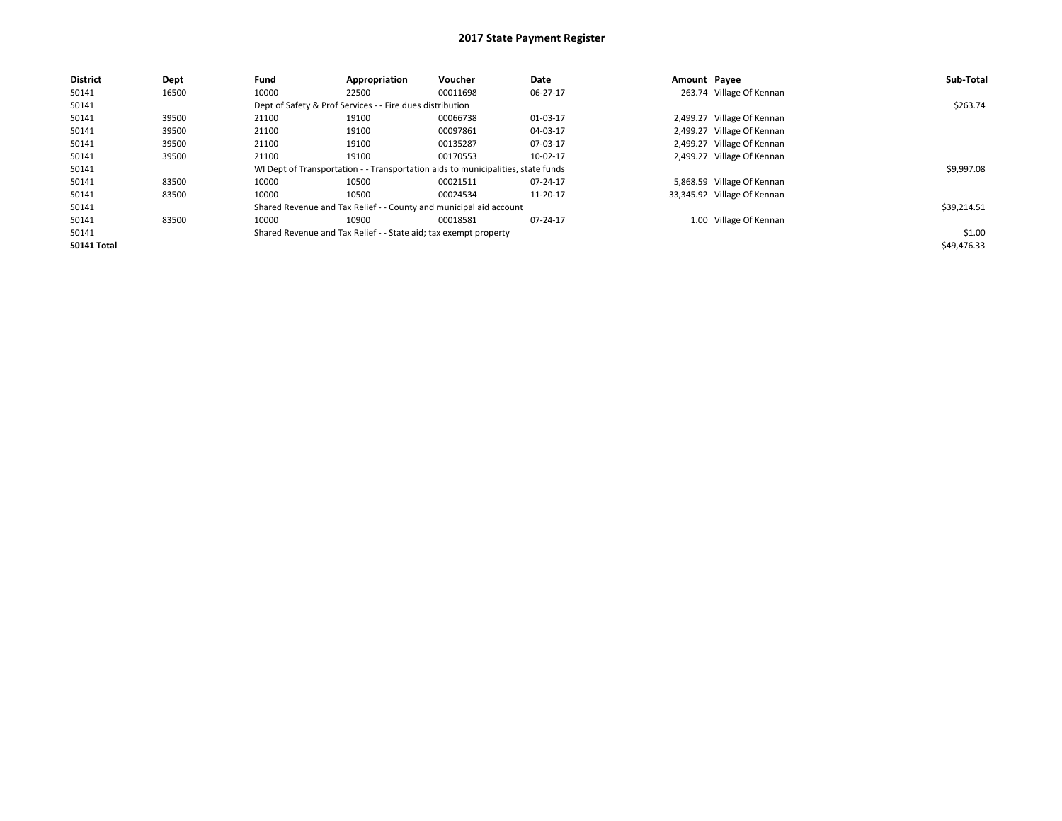# 2017 State Payment Register

| District | Dept | Fund | Appropriation | Voucher | Date | Amount | Payee | Sub-Total |
|---|---|---|---|---|---|---|---|---|
| 50141 | 16500 | 10000 | 22500 | 00011698 | 06-27-17 | 263.74 | Village Of Kennan | |
| 50141 | | Dept of Safety & Prof Services - - Fire dues distribution | | | | | | $263.74 |
| 50141 | 39500 | 21100 | 19100 | 00066738 | 01-03-17 | 2,499.27 | Village Of Kennan | |
| 50141 | 39500 | 21100 | 19100 | 00097861 | 04-03-17 | 2,499.27 | Village Of Kennan | |
| 50141 | 39500 | 21100 | 19100 | 00135287 | 07-03-17 | 2,499.27 | Village Of Kennan | |
| 50141 | 39500 | 21100 | 19100 | 00170553 | 10-02-17 | 2,499.27 | Village Of Kennan | |
| 50141 | | WI Dept of Transportation - - Transportation aids to municipalities, state funds | | | | | | $9,997.08 |
| 50141 | 83500 | 10000 | 10500 | 00021511 | 07-24-17 | 5,868.59 | Village Of Kennan | |
| 50141 | 83500 | 10000 | 10500 | 00024534 | 11-20-17 | 33,345.92 | Village Of Kennan | |
| 50141 | | Shared Revenue and Tax Relief - - County and municipal aid account | | | | | | $39,214.51 |
| 50141 | 83500 | 10000 | 10900 | 00018581 | 07-24-17 | 1.00 | Village Of Kennan | |
| 50141 | | Shared Revenue and Tax Relief - - State aid; tax exempt property | | | | | | $1.00 |
| **50141 Total** | | | | | | | | $49,476.33 |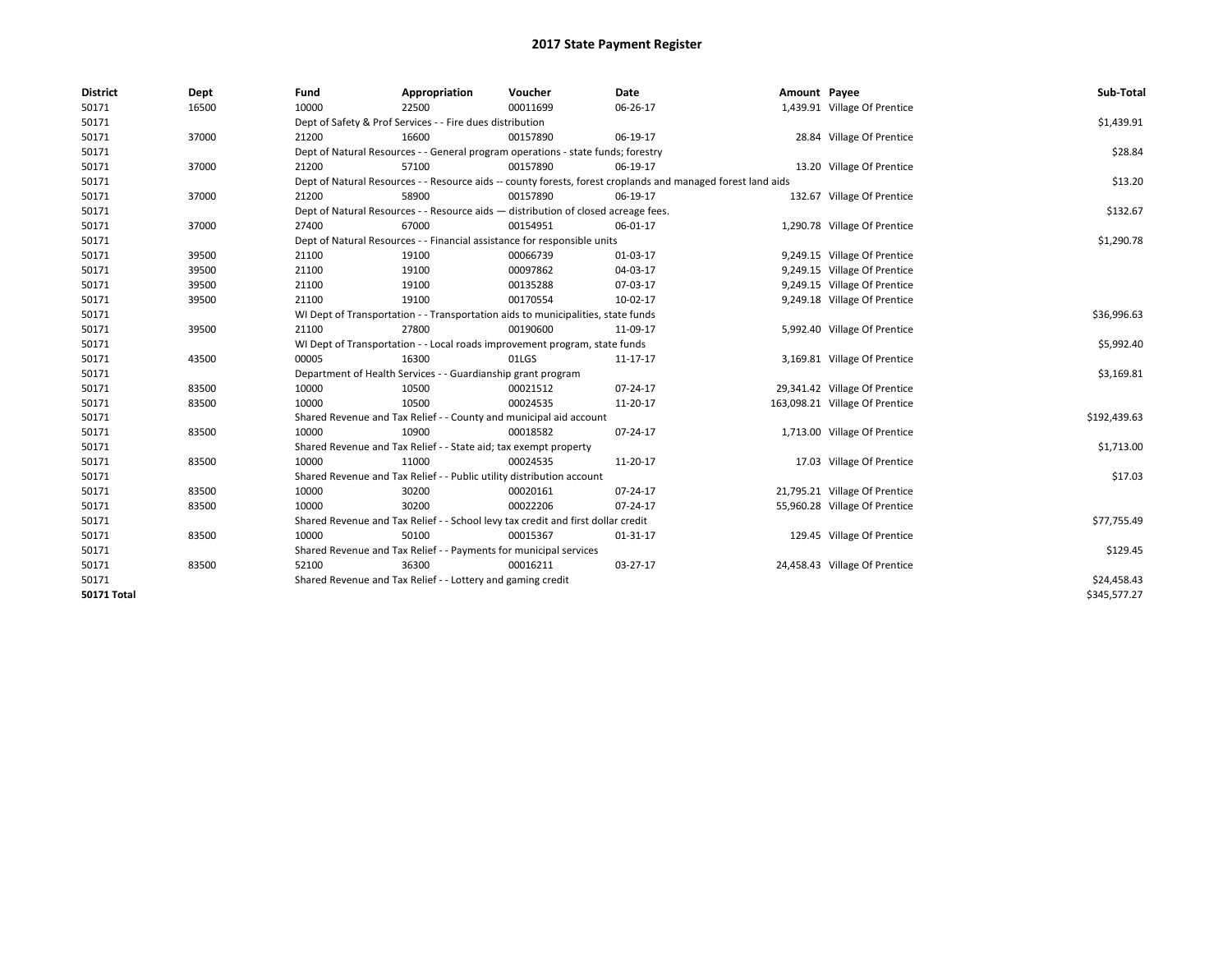# 2017 State Payment Register

| District | Dept | Fund | Appropriation | Voucher | Date | Amount | Payee | Sub-Total |
|---|---|---|---|---|---|---|---|---|
| 50171 | 16500 | 10000 | 22500 | 00011699 | 06-26-17 | 1,439.91 | Village Of Prentice | |
| 50171 | | Dept of Safety & Prof Services - - Fire dues distribution | | | | | | $1,439.91 |
| 50171 | 37000 | 21200 | 16600 | 00157890 | 06-19-17 | 28.84 | Village Of Prentice | |
| 50171 | | Dept of Natural Resources - - General program operations - state funds; forestry | | | | | | $28.84 |
| 50171 | 37000 | 21200 | 57100 | 00157890 | 06-19-17 | 13.20 | Village Of Prentice | |
| 50171 | | Dept of Natural Resources - - Resource aids -- county forests, forest croplands and managed forest land aids | | | | | | $13.20 |
| 50171 | 37000 | 21200 | 58900 | 00157890 | 06-19-17 | 132.67 | Village Of Prentice | |
| 50171 | | Dept of Natural Resources - - Resource aids — distribution of closed acreage fees. | | | | | | $132.67 |
| 50171 | 37000 | 27400 | 67000 | 00154951 | 06-01-17 | 1,290.78 | Village Of Prentice | |
| 50171 | | Dept of Natural Resources - - Financial assistance for responsible units | | | | | | $1,290.78 |
| 50171 | 39500 | 21100 | 19100 | 00066739 | 01-03-17 | 9,249.15 | Village Of Prentice | |
| 50171 | 39500 | 21100 | 19100 | 00097862 | 04-03-17 | 9,249.15 | Village Of Prentice | |
| 50171 | 39500 | 21100 | 19100 | 00135288 | 07-03-17 | 9,249.15 | Village Of Prentice | |
| 50171 | 39500 | 21100 | 19100 | 00170554 | 10-02-17 | 9,249.18 | Village Of Prentice | |
| 50171 | | WI Dept of Transportation - - Transportation aids to municipalities, state funds | | | | | | $36,996.63 |
| 50171 | 39500 | 21100 | 27800 | 00190600 | 11-09-17 | 5,992.40 | Village Of Prentice | |
| 50171 | | WI Dept of Transportation - - Local roads improvement program, state funds | | | | | | $5,992.40 |
| 50171 | 43500 | 00005 | 16300 | 01LGS | 11-17-17 | 3,169.81 | Village Of Prentice | |
| 50171 | | Department of Health Services - - Guardianship grant program | | | | | | $3,169.81 |
| 50171 | 83500 | 10000 | 10500 | 00021512 | 07-24-17 | 29,341.42 | Village Of Prentice | |
| 50171 | 83500 | 10000 | 10500 | 00024535 | 11-20-17 | 163,098.21 | Village Of Prentice | |
| 50171 | | Shared Revenue and Tax Relief - - County and municipal aid account | | | | | | $192,439.63 |
| 50171 | 83500 | 10000 | 10900 | 00018582 | 07-24-17 | 1,713.00 | Village Of Prentice | |
| 50171 | | Shared Revenue and Tax Relief - - State aid; tax exempt property | | | | | | $1,713.00 |
| 50171 | 83500 | 10000 | 11000 | 00024535 | 11-20-17 | 17.03 | Village Of Prentice | |
| 50171 | | Shared Revenue and Tax Relief - - Public utility distribution account | | | | | | $17.03 |
| 50171 | 83500 | 10000 | 30200 | 00020161 | 07-24-17 | 21,795.21 | Village Of Prentice | |
| 50171 | 83500 | 10000 | 30200 | 00022206 | 07-24-17 | 55,960.28 | Village Of Prentice | |
| 50171 | | Shared Revenue and Tax Relief - - School levy tax credit and first dollar credit | | | | | | $77,755.49 |
| 50171 | 83500 | 10000 | 50100 | 00015367 | 01-31-17 | 129.45 | Village Of Prentice | |
| 50171 | | Shared Revenue and Tax Relief - - Payments for municipal services | | | | | | $129.45 |
| 50171 | 83500 | 52100 | 36300 | 00016211 | 03-27-17 | 24,458.43 | Village Of Prentice | |
| 50171 | | Shared Revenue and Tax Relief - - Lottery and gaming credit | | | | | | $24,458.43 |
| **50171 Total** | | | | | | | | $345,577.27 |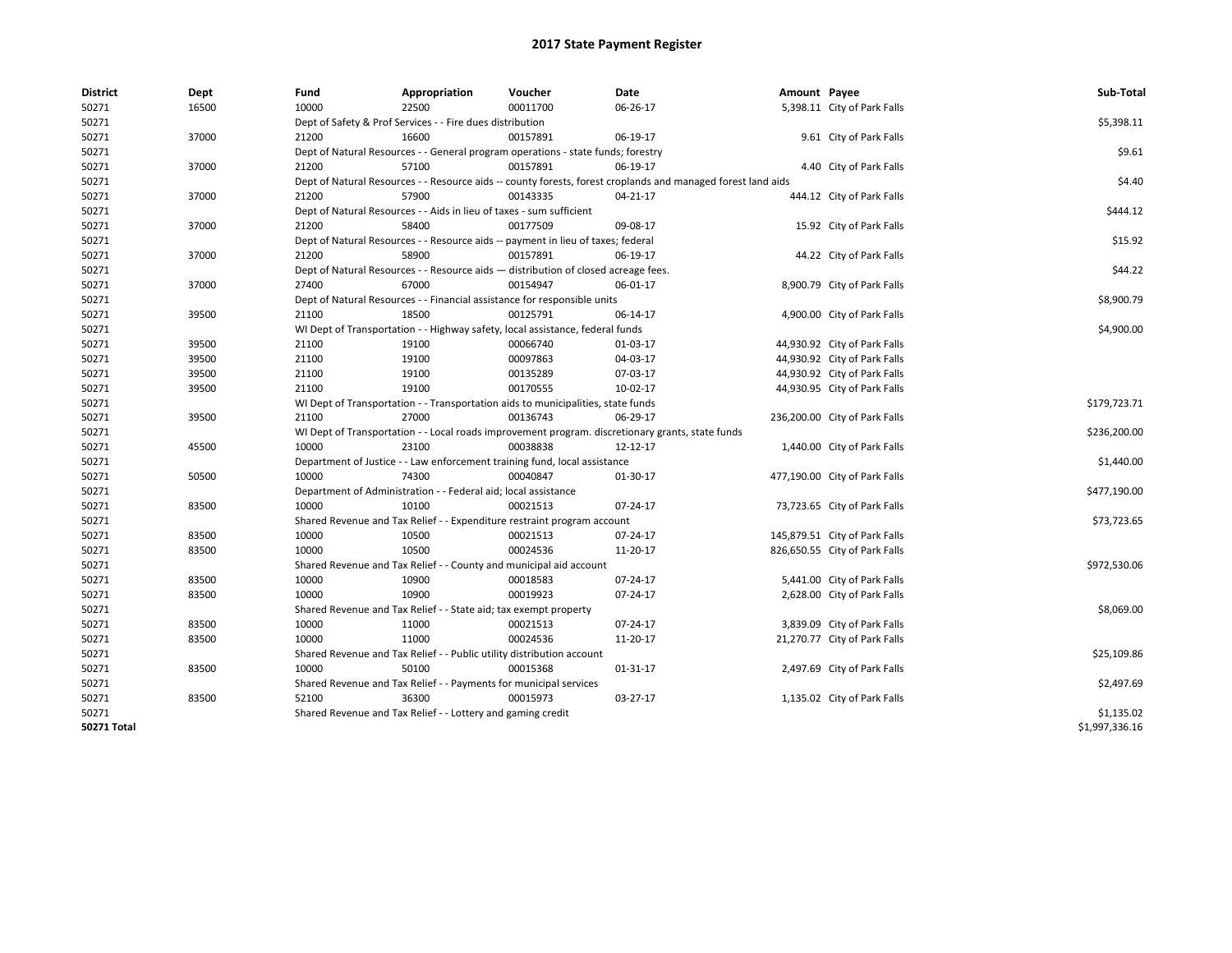# 2017 State Payment Register

| District | Dept | Fund | Appropriation | Voucher | Date | Amount | Payee | Sub-Total |
|---|---|---|---|---|---|---|---|---|
| 50271 | 16500 | 10000 | 22500 | 00011700 | 06-26-17 | 5,398.11 | City of Park Falls | |
| 50271 | | Dept of Safety & Prof Services - - Fire dues distribution | | | | | | $5,398.11 |
| 50271 | 37000 | 21200 | 16600 | 00157891 | 06-19-17 | 9.61 | City of Park Falls | |
| 50271 | | Dept of Natural Resources - - General program operations - state funds; forestry | | | | | | $9.61 |
| 50271 | 37000 | 21200 | 57100 | 00157891 | 06-19-17 | 4.40 | City of Park Falls | |
| 50271 | | Dept of Natural Resources - - Resource aids -- county forests, forest croplands and managed forest land aids | | | | | | $4.40 |
| 50271 | 37000 | 21200 | 57900 | 00143335 | 04-21-17 | 444.12 | City of Park Falls | |
| 50271 | | Dept of Natural Resources - - Aids in lieu of taxes - sum sufficient | | | | | | $444.12 |
| 50271 | 37000 | 21200 | 58400 | 00177509 | 09-08-17 | 15.92 | City of Park Falls | |
| 50271 | | Dept of Natural Resources - - Resource aids -- payment in lieu of taxes; federal | | | | | | $15.92 |
| 50271 | 37000 | 21200 | 58900 | 00157891 | 06-19-17 | 44.22 | City of Park Falls | |
| 50271 | | Dept of Natural Resources - - Resource aids — distribution of closed acreage fees. | | | | | | $44.22 |
| 50271 | 37000 | 27400 | 67000 | 00154947 | 06-01-17 | 8,900.79 | City of Park Falls | |
| 50271 | | Dept of Natural Resources - - Financial assistance for responsible units | | | | | | $8,900.79 |
| 50271 | 39500 | 21100 | 18500 | 00125791 | 06-14-17 | 4,900.00 | City of Park Falls | |
| 50271 | | WI Dept of Transportation - - Highway safety, local assistance, federal funds | | | | | | $4,900.00 |
| 50271 | 39500 | 21100 | 19100 | 00066740 | 01-03-17 | 44,930.92 | City of Park Falls | |
| 50271 | 39500 | 21100 | 19100 | 00097863 | 04-03-17 | 44,930.92 | City of Park Falls | |
| 50271 | 39500 | 21100 | 19100 | 00135289 | 07-03-17 | 44,930.92 | City of Park Falls | |
| 50271 | 39500 | 21100 | 19100 | 00170555 | 10-02-17 | 44,930.95 | City of Park Falls | |
| 50271 | | WI Dept of Transportation - - Transportation aids to municipalities, state funds | | | | | | $179,723.71 |
| 50271 | 39500 | 21100 | 27000 | 00136743 | 06-29-17 | 236,200.00 | City of Park Falls | |
| 50271 | | WI Dept of Transportation - - Local roads improvement program. discretionary grants, state funds | | | | | | $236,200.00 |
| 50271 | 45500 | 10000 | 23100 | 00038838 | 12-12-17 | 1,440.00 | City of Park Falls | |
| 50271 | | Department of Justice - - Law enforcement training fund, local assistance | | | | | | $1,440.00 |
| 50271 | 50500 | 10000 | 74300 | 00040847 | 01-30-17 | 477,190.00 | City of Park Falls | |
| 50271 | | Department of Administration - - Federal aid; local assistance | | | | | | $477,190.00 |
| 50271 | 83500 | 10000 | 10100 | 00021513 | 07-24-17 | 73,723.65 | City of Park Falls | |
| 50271 | | Shared Revenue and Tax Relief - - Expenditure restraint program account | | | | | | $73,723.65 |
| 50271 | 83500 | 10000 | 10500 | 00021513 | 07-24-17 | 145,879.51 | City of Park Falls | |
| 50271 | 83500 | 10000 | 10500 | 00024536 | 11-20-17 | 826,650.55 | City of Park Falls | |
| 50271 | | Shared Revenue and Tax Relief - - County and municipal aid account | | | | | | $972,530.06 |
| 50271 | 83500 | 10000 | 10900 | 00018583 | 07-24-17 | 5,441.00 | City of Park Falls | |
| 50271 | 83500 | 10000 | 10900 | 00019923 | 07-24-17 | 2,628.00 | City of Park Falls | |
| 50271 | | Shared Revenue and Tax Relief - - State aid; tax exempt property | | | | | | $8,069.00 |
| 50271 | 83500 | 10000 | 11000 | 00021513 | 07-24-17 | 3,839.09 | City of Park Falls | |
| 50271 | 83500 | 10000 | 11000 | 00024536 | 11-20-17 | 21,270.77 | City of Park Falls | |
| 50271 | | Shared Revenue and Tax Relief - - Public utility distribution account | | | | | | $25,109.86 |
| 50271 | 83500 | 10000 | 50100 | 00015368 | 01-31-17 | 2,497.69 | City of Park Falls | |
| 50271 | | Shared Revenue and Tax Relief - - Payments for municipal services | | | | | | $2,497.69 |
| 50271 | 83500 | 52100 | 36300 | 00015973 | 03-27-17 | 1,135.02 | City of Park Falls | |
| 50271 | | Shared Revenue and Tax Relief - - Lottery and gaming credit | | | | | | $1,135.02 |
| **50271 Total** | | | | | | | | $1,997,336.16 |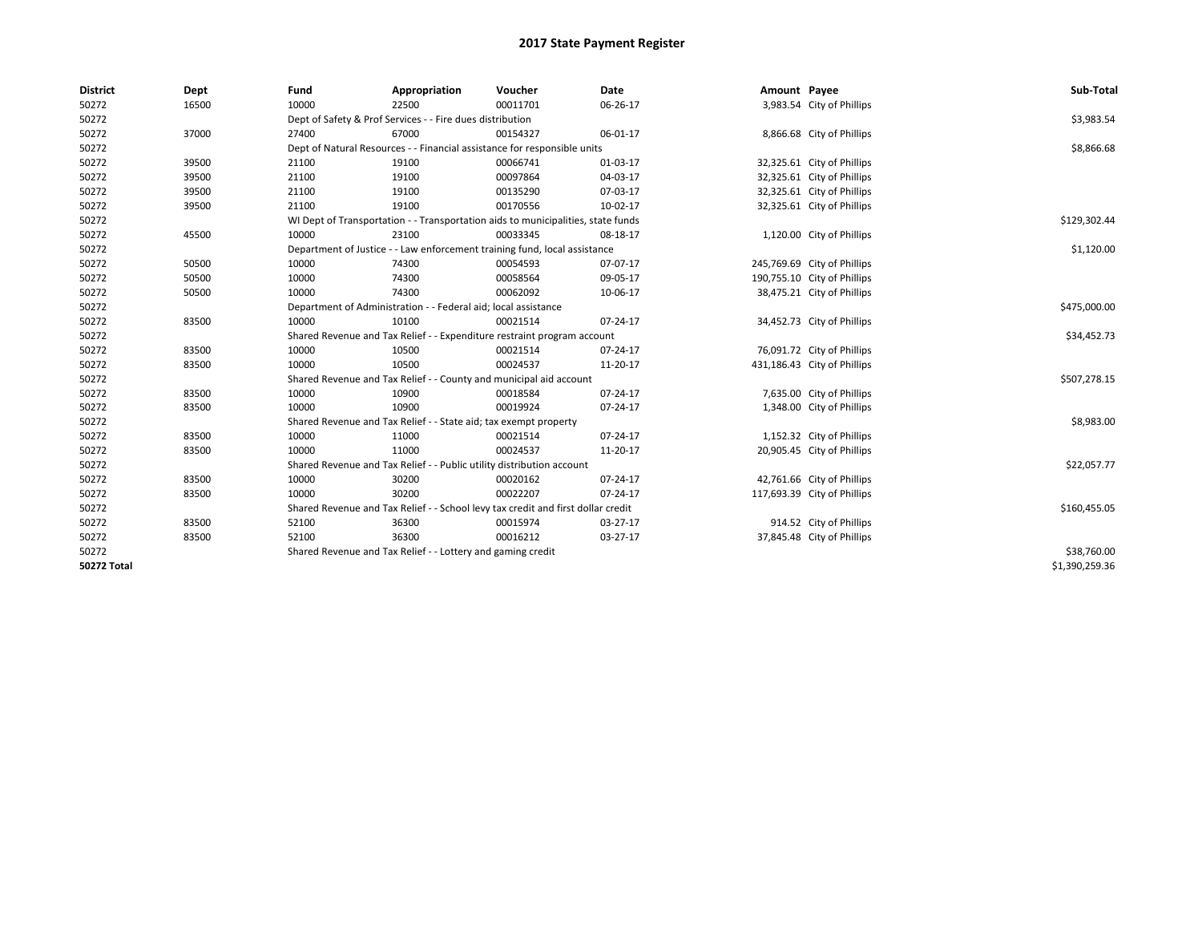# 2017 State Payment Register

| District | Dept | Fund | Appropriation | Voucher | Date | Amount | Payee | Sub-Total |
|---|---|---|---|---|---|---|---|---|
| 50272 | 16500 | 10000 | 22500 | 00011701 | 06-26-17 | 3,983.54 | City of Phillips | |
| 50272 | | Dept of Safety & Prof Services - - Fire dues distribution | | | | | | $3,983.54 |
| 50272 | 37000 | 27400 | 67000 | 00154327 | 06-01-17 | 8,866.68 | City of Phillips | |
| 50272 | | Dept of Natural Resources - - Financial assistance for responsible units | | | | | | $8,866.68 |
| 50272 | 39500 | 21100 | 19100 | 00066741 | 01-03-17 | 32,325.61 | City of Phillips | |
| 50272 | 39500 | 21100 | 19100 | 00097864 | 04-03-17 | 32,325.61 | City of Phillips | |
| 50272 | 39500 | 21100 | 19100 | 00135290 | 07-03-17 | 32,325.61 | City of Phillips | |
| 50272 | 39500 | 21100 | 19100 | 00170556 | 10-02-17 | 32,325.61 | City of Phillips | |
| 50272 | | WI Dept of Transportation - - Transportation aids to municipalities, state funds | | | | | | $129,302.44 |
| 50272 | 45500 | 10000 | 23100 | 00033345 | 08-18-17 | 1,120.00 | City of Phillips | |
| 50272 | | Department of Justice - - Law enforcement training fund, local assistance | | | | | | $1,120.00 |
| 50272 | 50500 | 10000 | 74300 | 00054593 | 07-07-17 | 245,769.69 | City of Phillips | |
| 50272 | 50500 | 10000 | 74300 | 00058564 | 09-05-17 | 190,755.10 | City of Phillips | |
| 50272 | 50500 | 10000 | 74300 | 00062092 | 10-06-17 | 38,475.21 | City of Phillips | |
| 50272 | | Department of Administration - - Federal aid; local assistance | | | | | | $475,000.00 |
| 50272 | 83500 | 10000 | 10100 | 00021514 | 07-24-17 | 34,452.73 | City of Phillips | |
| 50272 | | Shared Revenue and Tax Relief - - Expenditure restraint program account | | | | | | $34,452.73 |
| 50272 | 83500 | 10000 | 10500 | 00021514 | 07-24-17 | 76,091.72 | City of Phillips | |
| 50272 | 83500 | 10000 | 10500 | 00024537 | 11-20-17 | 431,186.43 | City of Phillips | |
| 50272 | | Shared Revenue and Tax Relief - - County and municipal aid account | | | | | | $507,278.15 |
| 50272 | 83500 | 10000 | 10900 | 00018584 | 07-24-17 | 7,635.00 | City of Phillips | |
| 50272 | 83500 | 10000 | 10900 | 00019924 | 07-24-17 | 1,348.00 | City of Phillips | |
| 50272 | | Shared Revenue and Tax Relief - - State aid; tax exempt property | | | | | | $8,983.00 |
| 50272 | 83500 | 10000 | 11000 | 00021514 | 07-24-17 | 1,152.32 | City of Phillips | |
| 50272 | 83500 | 10000 | 11000 | 00024537 | 11-20-17 | 20,905.45 | City of Phillips | |
| 50272 | | Shared Revenue and Tax Relief - - Public utility distribution account | | | | | | $22,057.77 |
| 50272 | 83500 | 10000 | 30200 | 00020162 | 07-24-17 | 42,761.66 | City of Phillips | |
| 50272 | 83500 | 10000 | 30200 | 00022207 | 07-24-17 | 117,693.39 | City of Phillips | |
| 50272 | | Shared Revenue and Tax Relief - - School levy tax credit and first dollar credit | | | | | | $160,455.05 |
| 50272 | 83500 | 52100 | 36300 | 00015974 | 03-27-17 | 914.52 | City of Phillips | |
| 50272 | 83500 | 52100 | 36300 | 00016212 | 03-27-17 | 37,845.48 | City of Phillips | |
| 50272 | | Shared Revenue and Tax Relief - - Lottery and gaming credit | | | | | | $38,760.00 |
| **50272 Total** | | | | | | | | $1,390,259.36 |